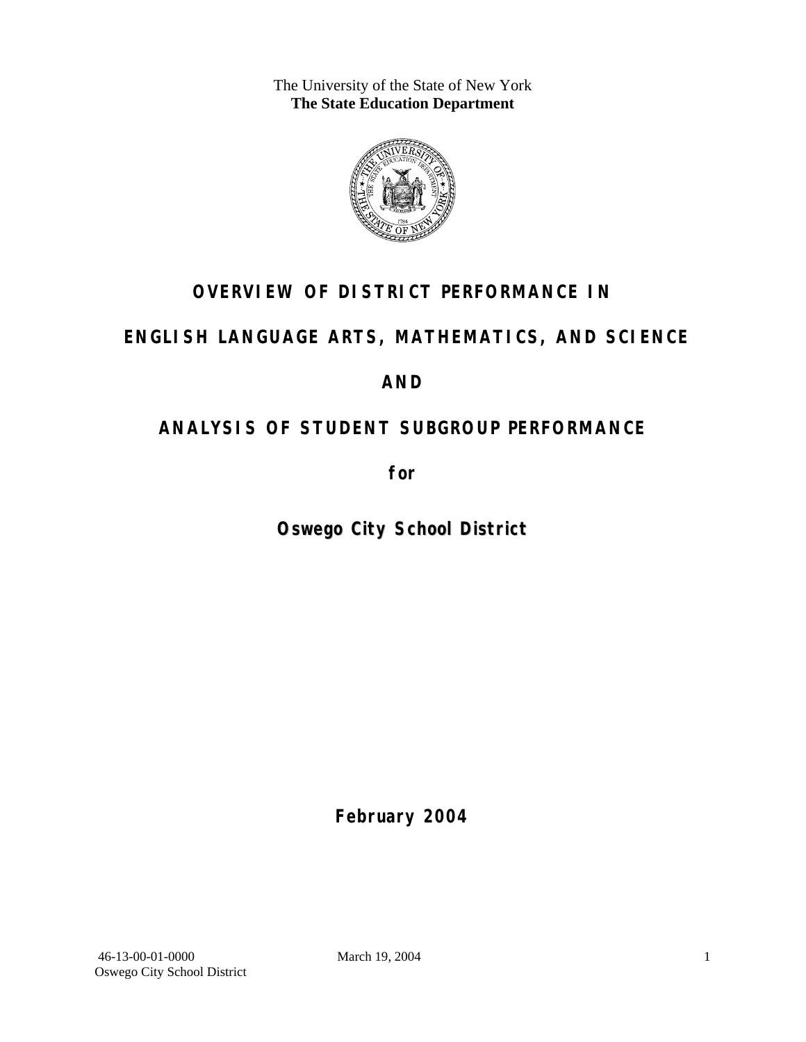The University of the State of New York
**The State Education Department**

# OVERVIEW OF DISTRICT PERFORMANCE IN ENGLISH LANGUAGE ARTS, MATHEMATICS, AND SCIENCE AND ANALYSIS OF STUDENT SUBGROUP PERFORMANCE

**for**

## Oswego City School District

**February 2004**

46-13-00-01-0000
Oswego City School District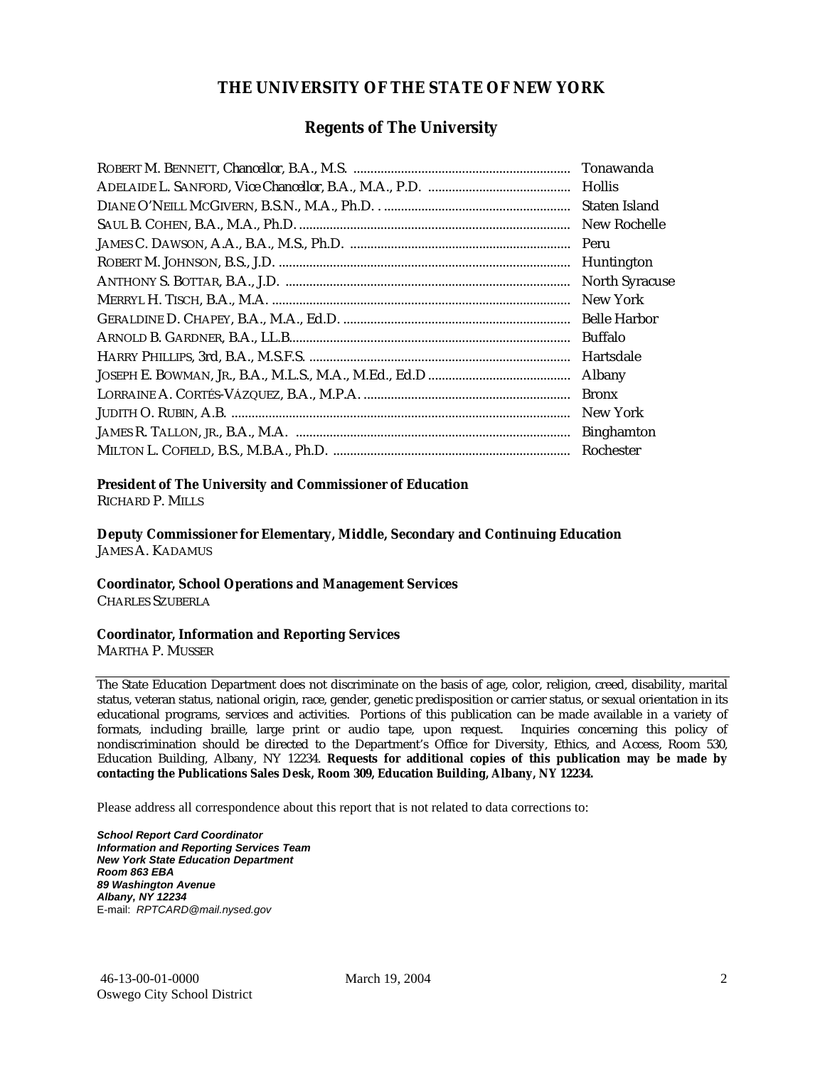# THE UNIVERSITY OF THE STATE OF NEW YORK

## Regents of The University

| | |
|---|---|
| ROBERT M. BENNETT, *Chancellor*, B.A., M.S. | Tonawanda |
| ADELAIDE L. SANFORD, *Vice Chancellor*, B.A., M.A., P.D. | Hollis |
| DIANE O'NEILL MCGIVERN, B.S.N., M.A., Ph.D. | Staten Island |
| SAUL B. COHEN, B.A., M.A., Ph.D. | New Rochelle |
| JAMES C. DAWSON, A.A., B.A., M.S., Ph.D. | Peru |
| ROBERT M. JOHNSON, B.S., J.D. | Huntington |
| ANTHONY S. BOTTAR, B.A., J.D. | North Syracuse |
| MERRYL H. TISCH, B.A., M.A. | New York |
| GERALDINE D. CHAPEY, B.A., M.A., Ed.D. | Belle Harbor |
| ARNOLD B. GARDNER, B.A., LL.B. | Buffalo |
| HARRY PHILLIPS, 3rd, B.A., M.S.F.S. | Hartsdale |
| JOSEPH E. BOWMAN, JR., B.A., M.L.S., M.A., M.Ed., Ed.D | Albany |
| LORRAINE A. CORTÉS-VÁZQUEZ, B.A., M.P.A. | Bronx |
| JUDITH O. RUBIN, A.B. | New York |
| JAMES R. TALLON, JR., B.A., M.A. | Binghamton |
| MILTON L. COFIELD, B.S., M.B.A., Ph.D. | Rochester |

**President of The University and Commissioner of Education**
RICHARD P. MILLS

**Deputy Commissioner for Elementary, Middle, Secondary and Continuing Education**
JAMES A. KADAMUS

**Coordinator, School Operations and Management Services**
CHARLES SZUBERLA

**Coordinator, Information and Reporting Services**
MARTHA P. MUSSER

---

The State Education Department does not discriminate on the basis of age, color, religion, creed, disability, marital status, veteran status, national origin, race, gender, genetic predisposition or carrier status, or sexual orientation in its educational programs, services and activities. Portions of this publication can be made available in a variety of formats, including braille, large print or audio tape, upon request. Inquiries concerning this policy of nondiscrimination should be directed to the Department's Office for Diversity, Ethics, and Access, Room 530, Education Building, Albany, NY 12234. **Requests for additional copies of this publication may be made by contacting the Publications Sales Desk, Room 309, Education Building, Albany, NY 12234.**

Please address all correspondence about this report that is not related to data corrections to:

***School Report Card Coordinator***
***Information and Reporting Services Team***
***New York State Education Department***
***Room 863 EBA***
***89 Washington Avenue***
***Albany, NY 12234***
E-mail: *RPTCARD@mail.nysed.gov*

46-13-00-01-0000
Oswego City School District
March 19, 2004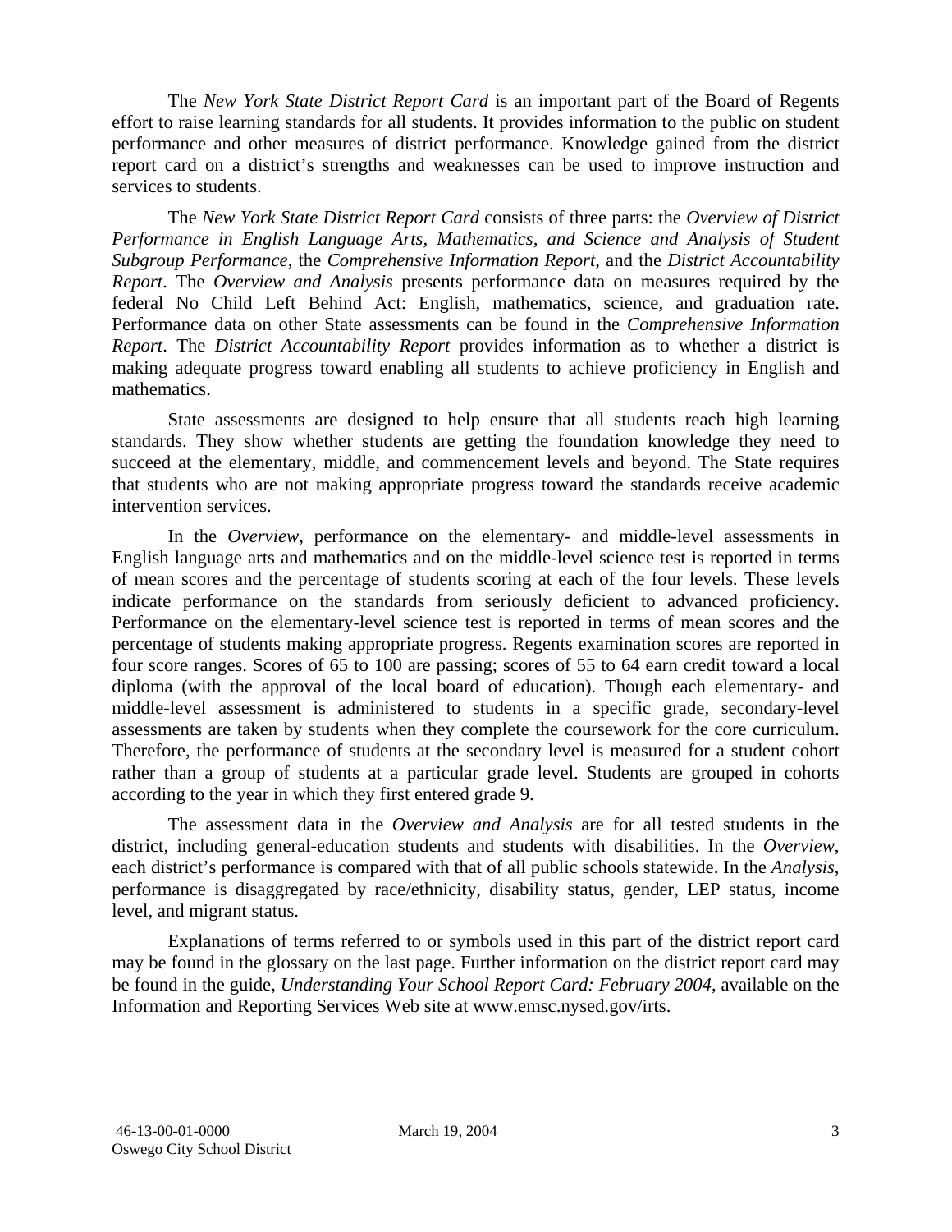The *New York State District Report Card* is an important part of the Board of Regents effort to raise learning standards for all students. It provides information to the public on student performance and other measures of district performance. Knowledge gained from the district report card on a district's strengths and weaknesses can be used to improve instruction and services to students.

The *New York State District Report Card* consists of three parts: the *Overview of District Performance in English Language Arts, Mathematics, and Science and Analysis of Student Subgroup Performance,* the *Comprehensive Information Report,* and the *District Accountability Report*. The *Overview and Analysis* presents performance data on measures required by the federal No Child Left Behind Act: English, mathematics, science, and graduation rate. Performance data on other State assessments can be found in the *Comprehensive Information Report*. The *District Accountability Report* provides information as to whether a district is making adequate progress toward enabling all students to achieve proficiency in English and mathematics.

State assessments are designed to help ensure that all students reach high learning standards. They show whether students are getting the foundation knowledge they need to succeed at the elementary, middle, and commencement levels and beyond. The State requires that students who are not making appropriate progress toward the standards receive academic intervention services.

In the *Overview*, performance on the elementary- and middle-level assessments in English language arts and mathematics and on the middle-level science test is reported in terms of mean scores and the percentage of students scoring at each of the four levels. These levels indicate performance on the standards from seriously deficient to advanced proficiency. Performance on the elementary-level science test is reported in terms of mean scores and the percentage of students making appropriate progress. Regents examination scores are reported in four score ranges. Scores of 65 to 100 are passing; scores of 55 to 64 earn credit toward a local diploma (with the approval of the local board of education). Though each elementary- and middle-level assessment is administered to students in a specific grade, secondary-level assessments are taken by students when they complete the coursework for the core curriculum. Therefore, the performance of students at the secondary level is measured for a student cohort rather than a group of students at a particular grade level. Students are grouped in cohorts according to the year in which they first entered grade 9.

The assessment data in the *Overview and Analysis* are for all tested students in the district, including general-education students and students with disabilities. In the *Overview*, each district's performance is compared with that of all public schools statewide. In the *Analysis*, performance is disaggregated by race/ethnicity, disability status, gender, LEP status, income level, and migrant status.

Explanations of terms referred to or symbols used in this part of the district report card may be found in the glossary on the last page. Further information on the district report card may be found in the guide, *Understanding Your School Report Card: February 2004*, available on the Information and Reporting Services Web site at www.emsc.nysed.gov/irts.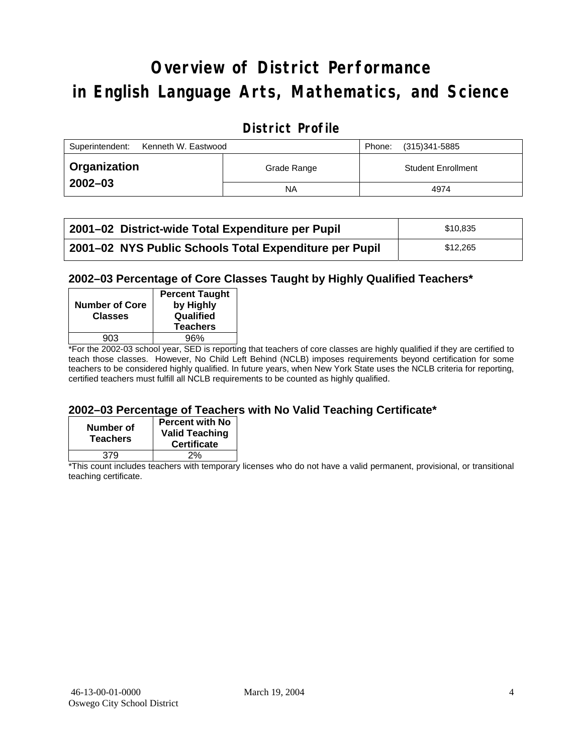# Overview of District Performance in English Language Arts, Mathematics, and Science

## District Profile

| Superintendent: Kenneth W. Eastwood | | Phone: (315)341-5885 |
|---|---|---|
| **Organization 2002–03** | Grade Range | Student Enrollment |
| | NA | 4974 |

| | |
|---|---|
| **2001–02 District-wide Total Expenditure per Pupil** | $10,835 |
| **2001–02 NYS Public Schools Total Expenditure per Pupil** | $12,265 |

### 2002–03 Percentage of Core Classes Taught by Highly Qualified Teachers*

| Number of Core Classes | Percent Taught by Highly Qualified Teachers |
|---|---|
| 903 | 96% |

*For the 2002-03 school year, SED is reporting that teachers of core classes are highly qualified if they are certified to teach those classes. However, No Child Left Behind (NCLB) imposes requirements beyond certification for some teachers to be considered highly qualified. In future years, when New York State uses the NCLB criteria for reporting, certified teachers must fulfill all NCLB requirements to be counted as highly qualified.

### 2002–03 Percentage of Teachers with No Valid Teaching Certificate*

| Number of Teachers | Percent with No Valid Teaching Certificate |
|---|---|
| 379 | 2% |

*This count includes teachers with temporary licenses who do not have a valid permanent, provisional, or transitional teaching certificate.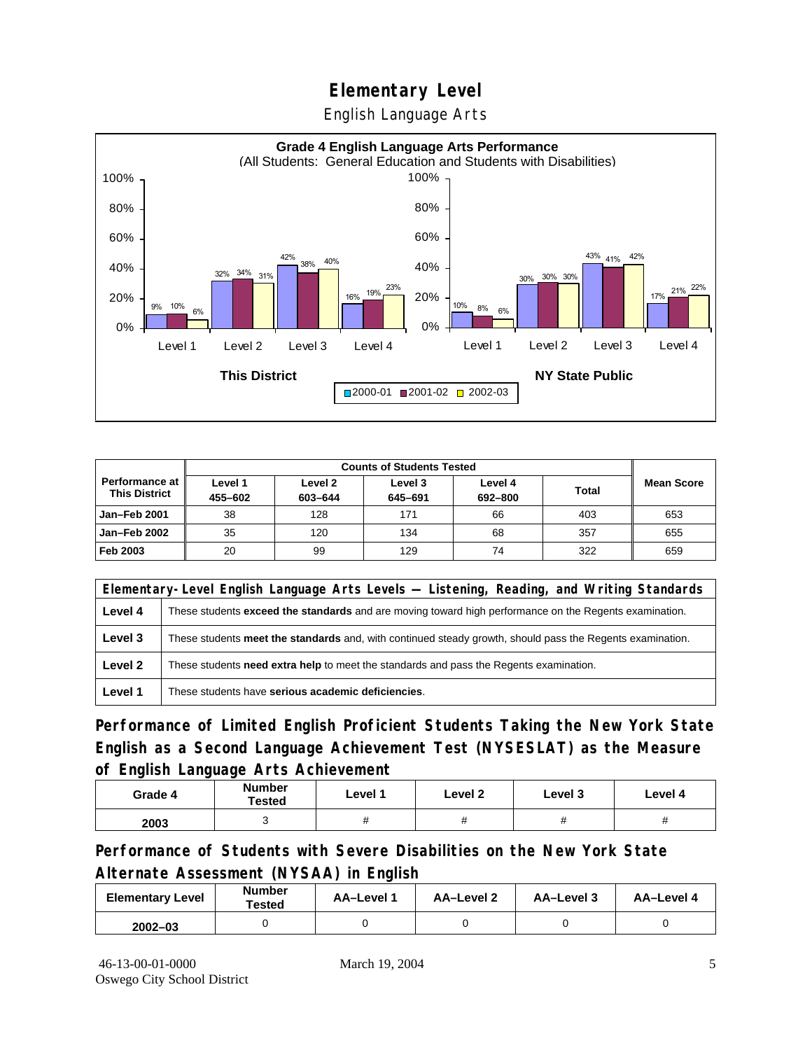# Elementary Level

English Language Arts

**Grade 4 English Language Arts Performance**
(All Students: General Education and Students with Disabilities)

| | Level 1 | Level 2 | Level 3 | Level 4 |
|---|---|---|---|---|
| **This District** 2000-01 | 9% | 32% | 42% | 16% |
| **This District** 2001-02 | 10% | 34% | 38% | 19% |
| **This District** 2002-03 | 6% | 31% | 40% | 23% |
| **NY State Public** 2000-01 | 10% | 30% | 43% | 17% |
| **NY State Public** 2001-02 | 8% | 30% | 41% | 21% |
| **NY State Public** 2002-03 | 6% | 30% | 42% | 22% |

| Performance at This District | Counts of Students Tested | | | | | Mean Score |
|---|---|---|---|---|---|---|
| | Level 1 455–602 | Level 2 603–644 | Level 3 645–691 | Level 4 692–800 | Total | |
| **Jan–Feb 2001** | 38 | 128 | 171 | 66 | 403 | 653 |
| **Jan–Feb 2002** | 35 | 120 | 134 | 68 | 357 | 655 |
| **Feb 2003** | 20 | 99 | 129 | 74 | 322 | 659 |

| Elementary-Level English Language Arts Levels — Listening, Reading, and Writing Standards | |
|---|---|
| **Level 4** | These students **exceed the standards** and are moving toward high performance on the Regents examination. |
| **Level 3** | These students **meet the standards** and, with continued steady growth, should pass the Regents examination. |
| **Level 2** | These students **need extra help** to meet the standards and pass the Regents examination. |
| **Level 1** | These students have **serious academic deficiencies**. |

## Performance of Limited English Proficient Students Taking the New York State English as a Second Language Achievement Test (NYSESLAT) as the Measure of English Language Arts Achievement

| Grade 4 | Number Tested | Level 1 | Level 2 | Level 3 | Level 4 |
|---|---|---|---|---|---|
| **2003** | 3 | # | # | # | # |

## Performance of Students with Severe Disabilities on the New York State Alternate Assessment (NYSAA) in English

| Elementary Level | Number Tested | AA–Level 1 | AA–Level 2 | AA–Level 3 | AA–Level 4 |
|---|---|---|---|---|---|
| **2002–03** | 0 | 0 | 0 | 0 | 0 |

46-13-00-01-0000 March 19, 2004
Oswego City School District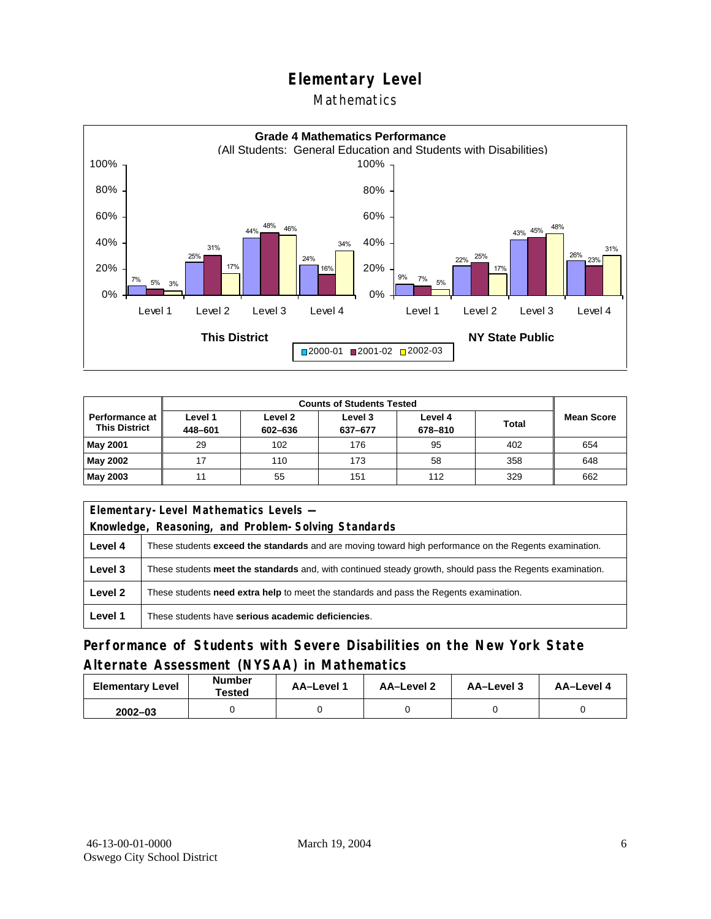# Elementary Level

## Mathematics

**Grade 4 Mathematics Performance**
(All Students: General Education and Students with Disabilities)

| | This District 2000-01 | This District 2001-02 | This District 2002-03 | NY State Public 2000-01 | NY State Public 2001-02 | NY State Public 2002-03 |
|---|---|---|---|---|---|---|
| Level 1 | 7% | 5% | 3% | 9% | 7% | 5% |
| Level 2 | 25% | 31% | 17% | 22% | 25% | 17% |
| Level 3 | 44% | 48% | 46% | 43% | 45% | 48% |
| Level 4 | 24% | 16% | 34% | 26% | 23% | 31% |

| Performance at This District | Counts of Students Tested | | | | | Mean Score |
|---|---|---|---|---|---|---|
| | Level 1 448–601 | Level 2 602–636 | Level 3 637–677 | Level 4 678–810 | Total | |
| May 2001 | 29 | 102 | 176 | 95 | 402 | 654 |
| May 2002 | 17 | 110 | 173 | 58 | 358 | 648 |
| May 2003 | 11 | 55 | 151 | 112 | 329 | 662 |

| Elementary-Level Mathematics Levels — Knowledge, Reasoning, and Problem-Solving Standards | |
|---|---|
| **Level 4** | These students **exceed the standards** and are moving toward high performance on the Regents examination. |
| **Level 3** | These students **meet the standards** and, with continued steady growth, should pass the Regents examination. |
| **Level 2** | These students **need extra help** to meet the standards and pass the Regents examination. |
| **Level 1** | These students have **serious academic deficiencies**. |

## Performance of Students with Severe Disabilities on the New York State Alternate Assessment (NYSAA) in Mathematics

| Elementary Level | Number Tested | AA–Level 1 | AA–Level 2 | AA–Level 3 | AA–Level 4 |
|---|---|---|---|---|---|
| 2002–03 | 0 | 0 | 0 | 0 | 0 |

46-13-00-01-0000
Oswego City School District
March 19, 2004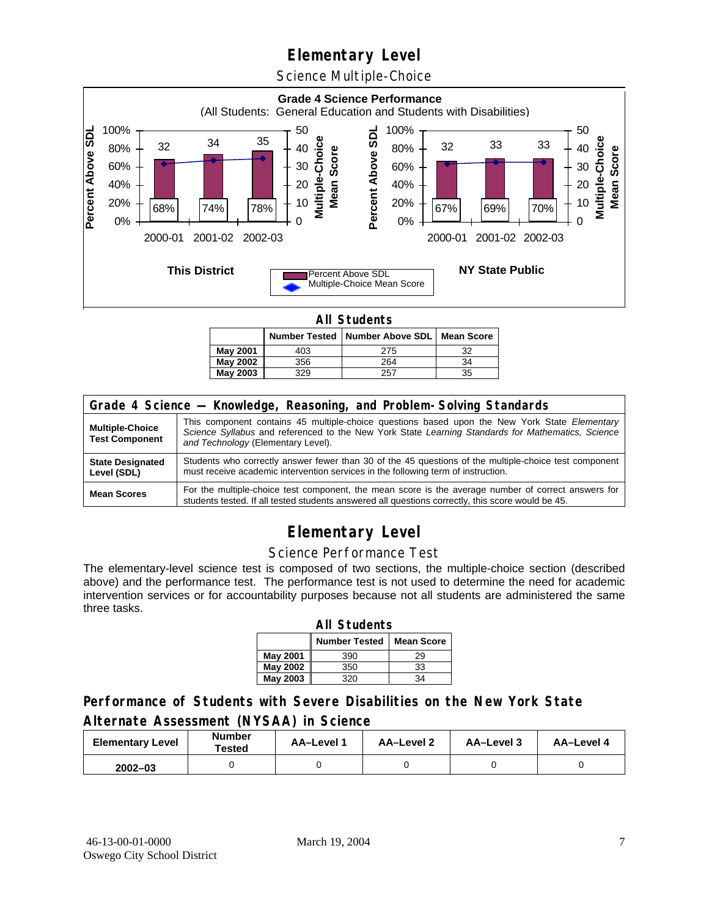# Elementary Level

## Science Multiple-Choice

**Grade 4 Science Performance**
(All Students: General Education and Students with Disabilities)

**This District**

| | 2000-01 | 2001-02 | 2002-03 |
|---|---|---|---|
| Percent Above SDL | 68% | 74% | 78% |
| Multiple-Choice Mean Score | 32 | 34 | 35 |

**NY State Public**

| | 2000-01 | 2001-02 | 2002-03 |
|---|---|---|---|
| Percent Above SDL | 67% | 69% | 70% |
| Multiple-Choice Mean Score | 32 | 33 | 33 |

### All Students

| | Number Tested | Number Above SDL | Mean Score |
|---|---|---|---|
| **May 2001** | 403 | 275 | 32 |
| **May 2002** | 356 | 264 | 34 |
| **May 2003** | 329 | 257 | 35 |

| Grade 4 Science — Knowledge, Reasoning, and Problem-Solving Standards | |
|---|---|
| **Multiple-Choice Test Component** | This component contains 45 multiple-choice questions based upon the New York State *Elementary Science Syllabus* and referenced to the New York State *Learning Standards for Mathematics, Science and Technology* (Elementary Level). |
| **State Designated Level (SDL)** | Students who correctly answer fewer than 30 of the 45 questions of the multiple-choice test component must receive academic intervention services in the following term of instruction. |
| **Mean Scores** | For the multiple-choice test component, the mean score is the average number of correct answers for students tested. If all tested students answered all questions correctly, this score would be 45. |

# Elementary Level

## Science Performance Test

The elementary-level science test is composed of two sections, the multiple-choice section (described above) and the performance test. The performance test is not used to determine the need for academic intervention services or for accountability purposes because not all students are administered the same three tasks.

### All Students

| | Number Tested | Mean Score |
|---|---|---|
| **May 2001** | 390 | 29 |
| **May 2002** | 350 | 33 |
| **May 2003** | 320 | 34 |

### Performance of Students with Severe Disabilities on the New York State Alternate Assessment (NYSAA) in Science

| Elementary Level | Number Tested | AA–Level 1 | AA–Level 2 | AA–Level 3 | AA–Level 4 |
|---|---|---|---|---|---|
| **2002–03** | 0 | 0 | 0 | 0 | 0 |

46-13-00-01-0000
Oswego City School District

March 19, 2004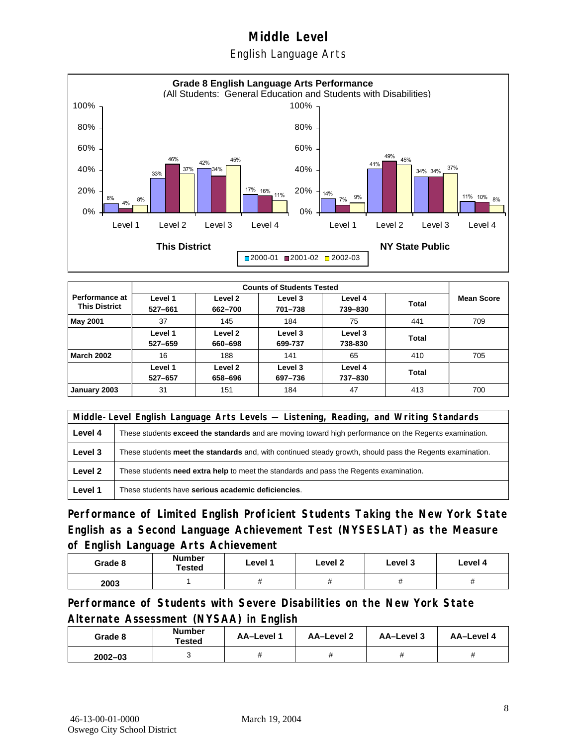# Middle Level

## English Language Arts

**Grade 8 English Language Arts Performance**
(All Students: General Education and Students with Disabilities)

| | This District 2000-01 | This District 2001-02 | This District 2002-03 | NY State Public 2000-01 | NY State Public 2001-02 | NY State Public 2002-03 |
|---|---|---|---|---|---|---|
| Level 1 | 8% | 4% | 8% | 14% | 7% | 9% |
| Level 2 | 33% | 46% | 37% | 41% | 49% | 45% |
| Level 3 | 42% | 34% | 45% | 34% | 34% | 37% |
| Level 4 | 17% | 16% | 11% | 11% | 10% | 8% |

| Performance at This District | Counts of Students Tested | | | | | Mean Score |
|---|---|---|---|---|---|---|
| | Level 1 527–661 | Level 2 662–700 | Level 3 701–738 | Level 4 739–830 | Total | |
| **May 2001** | 37 | 145 | 184 | 75 | 441 | 709 |
| | Level 1 527–659 | Level 2 660–698 | Level 3 699-737 | Level 3 738-830 | Total | |
| **March 2002** | 16 | 188 | 141 | 65 | 410 | 705 |
| | Level 1 527–657 | Level 2 658–696 | Level 3 697–736 | Level 4 737–830 | Total | |
| **January 2003** | 31 | 151 | 184 | 47 | 413 | 700 |

| Middle-Level English Language Arts Levels — Listening, Reading, and Writing Standards | |
|---|---|
| **Level 4** | These students **exceed the standards** and are moving toward high performance on the Regents examination. |
| **Level 3** | These students **meet the standards** and, with continued steady growth, should pass the Regents examination. |
| **Level 2** | These students **need extra help** to meet the standards and pass the Regents examination. |
| **Level 1** | These students have **serious academic deficiencies**. |

## Performance of Limited English Proficient Students Taking the New York State English as a Second Language Achievement Test (NYSESLAT) as the Measure of English Language Arts Achievement

| Grade 8 | Number Tested | Level 1 | Level 2 | Level 3 | Level 4 |
|---|---|---|---|---|---|
| 2003 | 1 | # | # | # | # |

## Performance of Students with Severe Disabilities on the New York State Alternate Assessment (NYSAA) in English

| Grade 8 | Number Tested | AA–Level 1 | AA–Level 2 | AA–Level 3 | AA–Level 4 |
|---|---|---|---|---|---|
| 2002–03 | 3 | # | # | # | # |

46-13-00-01-0000 Oswego City School District    March 19, 2004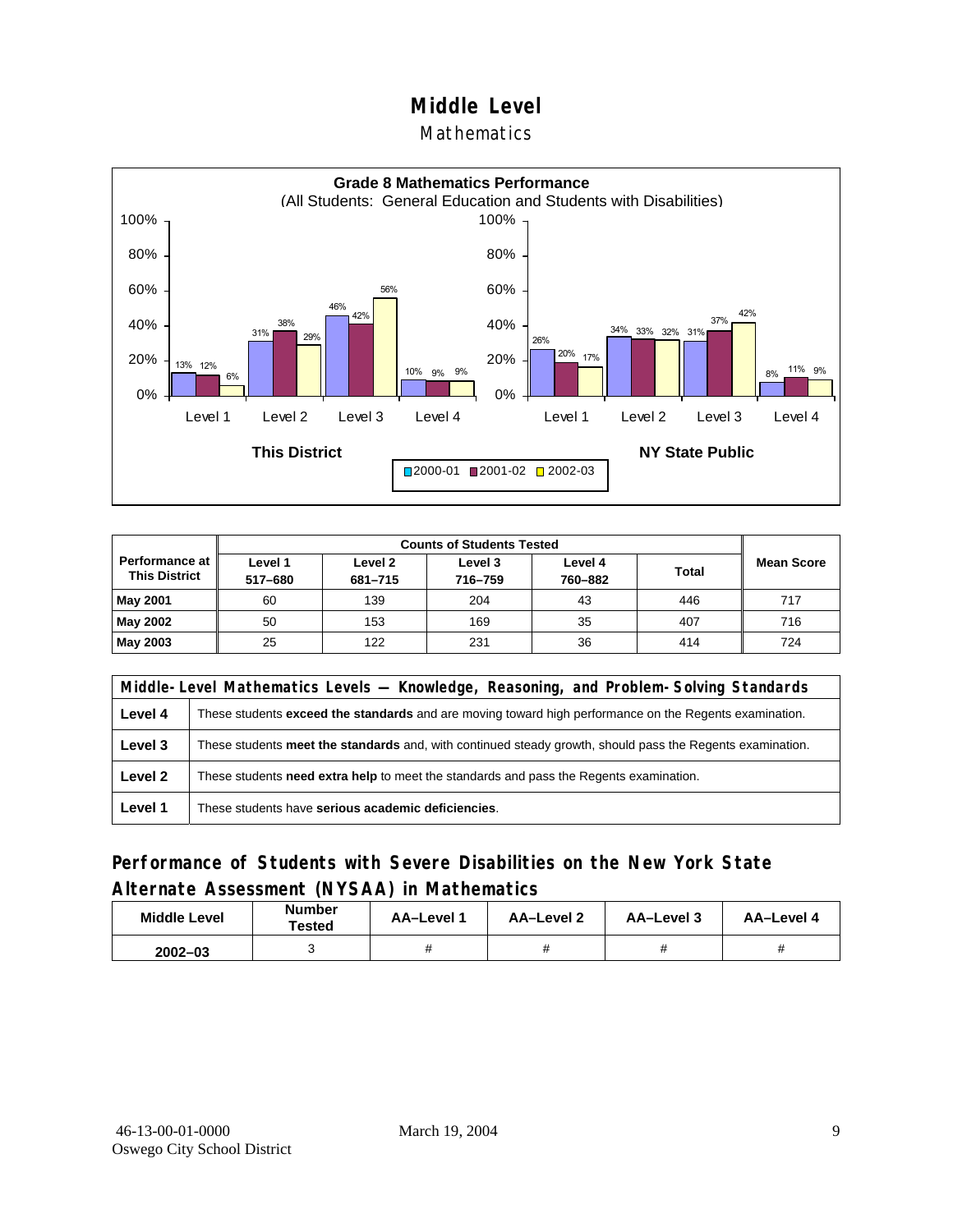# Middle Level

## Mathematics

**Grade 8 Mathematics Performance**
(All Students: General Education and Students with Disabilities)

| | This District 2000-01 | This District 2001-02 | This District 2002-03 | NY State Public 2000-01 | NY State Public 2001-02 | NY State Public 2002-03 |
|---|---|---|---|---|---|---|
| Level 1 | 13% | 12% | 6% | 26% | 20% | 17% |
| Level 2 | 31% | 38% | 29% | 34% | 33% | 32% |
| Level 3 | 46% | 42% | 56% | 31% | 37% | 42% |
| Level 4 | 10% | 9% | 9% | 8% | 11% | 9% |

| Performance at This District | Counts of Students Tested | | | | | Mean Score |
|---|---|---|---|---|---|---|
| | Level 1 517–680 | Level 2 681–715 | Level 3 716–759 | Level 4 760–882 | Total | |
| **May 2001** | 60 | 139 | 204 | 43 | 446 | 717 |
| **May 2002** | 50 | 153 | 169 | 35 | 407 | 716 |
| **May 2003** | 25 | 122 | 231 | 36 | 414 | 724 |

| Middle-Level Mathematics Levels — Knowledge, Reasoning, and Problem-Solving Standards | |
|---|---|
| **Level 4** | These students **exceed the standards** and are moving toward high performance on the Regents examination. |
| **Level 3** | These students **meet the standards** and, with continued steady growth, should pass the Regents examination. |
| **Level 2** | These students **need extra help** to meet the standards and pass the Regents examination. |
| **Level 1** | These students have **serious academic deficiencies**. |

## Performance of Students with Severe Disabilities on the New York State Alternate Assessment (NYSAA) in Mathematics

| Middle Level | Number Tested | AA–Level 1 | AA–Level 2 | AA–Level 3 | AA–Level 4 |
|---|---|---|---|---|---|
| 2002–03 | 3 | # | # | # | # |

46-13-00-01-0000
Oswego City School District
March 19, 2004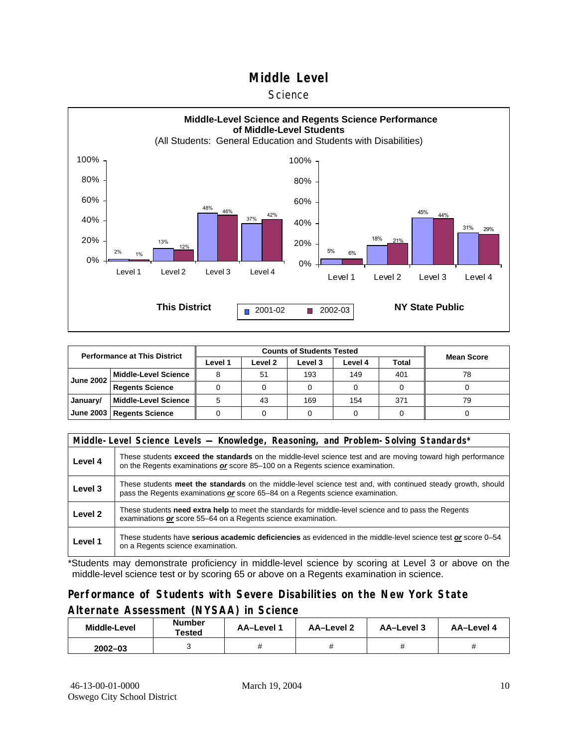# Middle Level

## Science

**Middle-Level Science and Regents Science Performance of Middle-Level Students**

(All Students: General Education and Students with Disabilities)

**This District**

| | 2001-02 | 2002-03 |
|---|---|---|
| Level 1 | 2% | 1% |
| Level 2 | 13% | 12% |
| Level 3 | 48% | 46% |
| Level 4 | 37% | 42% |

**NY State Public**

| | 2001-02 | 2002-03 |
|---|---|---|
| Level 1 | 5% | 6% |
| Level 2 | 18% | 21% |
| Level 3 | 45% | 44% |
| Level 4 | 31% | 29% |

| Performance at This District | | Counts of Students Tested | | | | | Mean Score |
|---|---|---|---|---|---|---|---|
| | | Level 1 | Level 2 | Level 3 | Level 4 | Total | |
| June 2002 | Middle-Level Science | 8 | 51 | 193 | 149 | 401 | 78 |
| | Regents Science | 0 | 0 | 0 | 0 | 0 | 0 |
| January/ June 2003 | Middle-Level Science | 5 | 43 | 169 | 154 | 371 | 79 |
| | Regents Science | 0 | 0 | 0 | 0 | 0 | 0 |

| Middle-Level Science Levels — Knowledge, Reasoning, and Problem-Solving Standards* | |
|---|---|
| Level 4 | These students **exceed the standards** on the middle-level science test and are moving toward high performance on the Regents examinations ***or*** score 85–100 on a Regents science examination. |
| Level 3 | These students **meet the standards** on the middle-level science test and, with continued steady growth, should pass the Regents examinations ***or*** score 65–84 on a Regents science examination. |
| Level 2 | These students **need extra help** to meet the standards for middle-level science and to pass the Regents examinations ***or*** score 55–64 on a Regents science examination. |
| Level 1 | These students have **serious academic deficiencies** as evidenced in the middle-level science test ***or*** score 0–54 on a Regents science examination. |

*Students may demonstrate proficiency in middle-level science by scoring at Level 3 or above on the middle-level science test or by scoring 65 or above on a Regents examination in science.

## Performance of Students with Severe Disabilities on the New York State Alternate Assessment (NYSAA) in Science

| Middle-Level | Number Tested | AA–Level 1 | AA–Level 2 | AA–Level 3 | AA–Level 4 |
|---|---|---|---|---|---|
| 2002–03 | 3 | # | # | # | # |

46-13-00-01-0000
Oswego City School District

March 19, 2004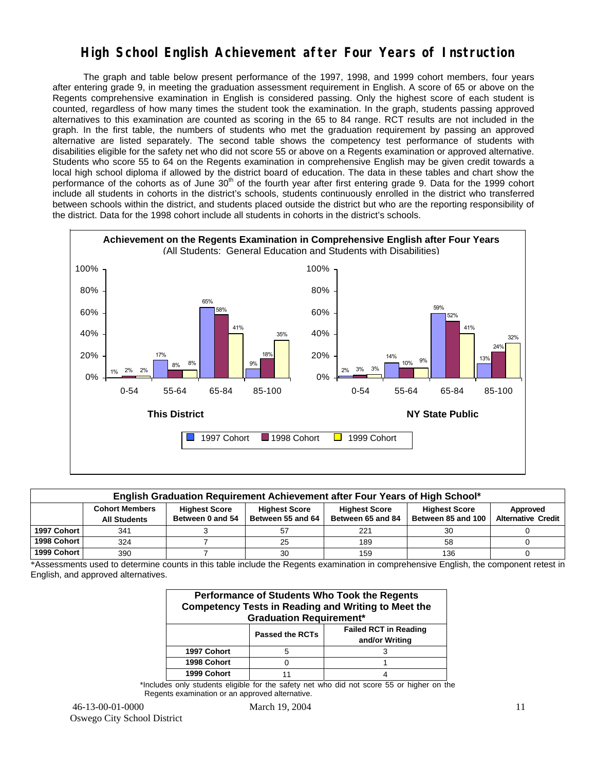# High School English Achievement after Four Years of Instruction

The graph and table below present performance of the 1997, 1998, and 1999 cohort members, four years after entering grade 9, in meeting the graduation assessment requirement in English. A score of 65 or above on the Regents comprehensive examination in English is considered passing. Only the highest score of each student is counted, regardless of how many times the student took the examination. In the graph, students passing approved alternatives to this examination are counted as scoring in the 65 to 84 range. RCT results are not included in the graph. In the first table, the numbers of students who met the graduation requirement by passing an approved alternative are listed separately. The second table shows the competency test performance of students with disabilities eligible for the safety net who did not score 55 or above on a Regents examination or approved alternative. Students who score 55 to 64 on the Regents examination in comprehensive English may be given credit towards a local high school diploma if allowed by the district board of education. The data in these tables and chart show the performance of the cohorts as of June 30th of the fourth year after first entering grade 9. Data for the 1999 cohort include all students in cohorts in the district's schools, students continuously enrolled in the district who transferred between schools within the district, and students placed outside the district but who are the reporting responsibility of the district. Data for the 1998 cohort include all students in cohorts in the district's schools.

**Achievement on the Regents Examination in Comprehensive English after Four Years**
(All Students: General Education and Students with Disabilities)

**This District**

| Score Range | 1997 Cohort | 1998 Cohort | 1999 Cohort |
|---|---|---|---|
| 0-54 | 1% | 2% | 2% |
| 55-64 | 17% | 8% | 8% |
| 65-84 | 65% | 58% | 41% |
| 85-100 | 9% | 18% | 35% |

**NY State Public**

| Score Range | 1997 Cohort | 1998 Cohort | 1999 Cohort |
|---|---|---|---|
| 0-54 | 2% | 3% | 3% |
| 55-64 | 14% | 10% | 9% |
| 65-84 | 59% | 52% | 41% |
| 85-100 | 13% | 24% | 32% |

**English Graduation Requirement Achievement after Four Years of High School***

| | Cohort Members All Students | Highest Score Between 0 and 54 | Highest Score Between 55 and 64 | Highest Score Between 65 and 84 | Highest Score Between 85 and 100 | Approved Alternative Credit |
|---|---|---|---|---|---|---|
| 1997 Cohort | 341 | 3 | 57 | 221 | 30 | 0 |
| 1998 Cohort | 324 | 7 | 25 | 189 | 58 | 0 |
| 1999 Cohort | 390 | 7 | 30 | 159 | 136 | 0 |

*Assessments used to determine counts in this table include the Regents examination in comprehensive English, the component retest in English, and approved alternatives.

**Performance of Students Who Took the Regents Competency Tests in Reading and Writing to Meet the Graduation Requirement***

| | Passed the RCTs | Failed RCT in Reading and/or Writing |
|---|---|---|
| 1997 Cohort | 5 | 3 |
| 1998 Cohort | 0 | 1 |
| 1999 Cohort | 11 | 4 |

*Includes only students eligible for the safety net who did not score 55 or higher on the Regents examination or an approved alternative.

46-13-00-01-0000 March 19, 2004
Oswego City School District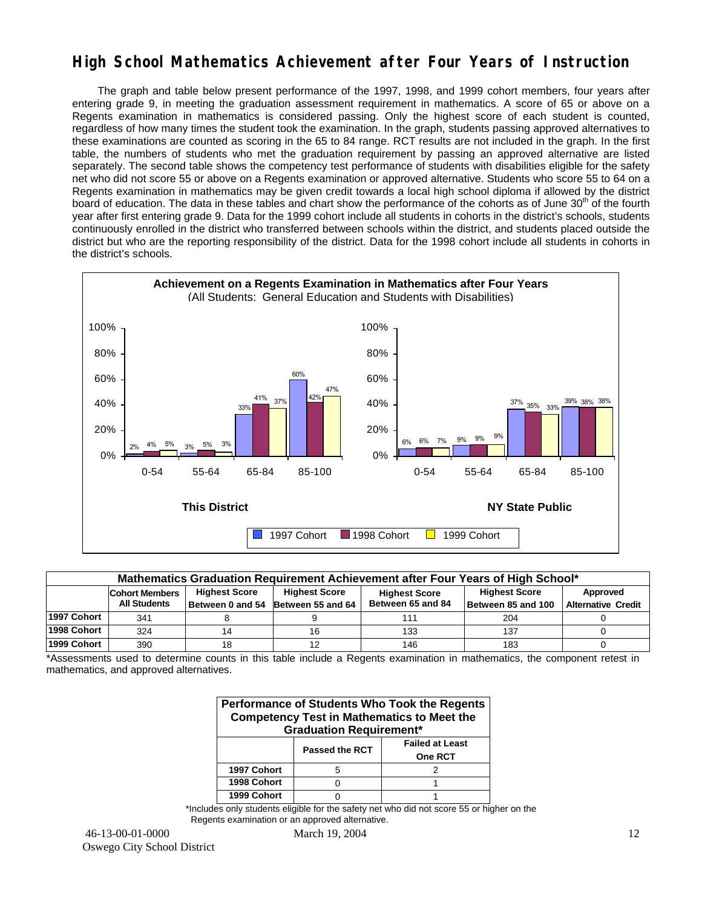# High School Mathematics Achievement after Four Years of Instruction

The graph and table below present performance of the 1997, 1998, and 1999 cohort members, four years after entering grade 9, in meeting the graduation assessment requirement in mathematics. A score of 65 or above on a Regents examination in mathematics is considered passing. Only the highest score of each student is counted, regardless of how many times the student took the examination. In the graph, students passing approved alternatives to these examinations are counted as scoring in the 65 to 84 range. RCT results are not included in the graph. In the first table, the numbers of students who met the graduation requirement by passing an approved alternative are listed separately. The second table shows the competency test performance of students with disabilities eligible for the safety net who did not score 55 or above on a Regents examination or approved alternative. Students who score 55 to 64 on a Regents examination in mathematics may be given credit towards a local high school diploma if allowed by the district board of education. The data in these tables and chart show the performance of the cohorts as of June 30th of the fourth year after first entering grade 9. Data for the 1999 cohort include all students in cohorts in the district's schools, students continuously enrolled in the district who transferred between schools within the district, and students placed outside the district but who are the reporting responsibility of the district. Data for the 1998 cohort include all students in cohorts in the district's schools.

**Achievement on a Regents Examination in Mathematics after Four Years**
(All Students: General Education and Students with Disabilities)

**This District**

| Score Range | 1997 Cohort | 1998 Cohort | 1999 Cohort |
|---|---|---|---|
| 0-54 | 2% | 4% | 5% |
| 55-64 | 3% | 5% | 3% |
| 65-84 | 33% | 41% | 37% |
| 85-100 | 60% | 42% | 47% |

**NY State Public**

| Score Range | 1997 Cohort | 1998 Cohort | 1999 Cohort |
|---|---|---|---|
| 0-54 | 6% | 6% | 7% |
| 55-64 | 9% | 9% | 9% |
| 65-84 | 37% | 35% | 33% |
| 85-100 | 39% | 38% | 38% |

| Mathematics Graduation Requirement Achievement after Four Years of High School* | | | | | | |
|---|---|---|---|---|---|---|
| | Cohort Members All Students | Highest Score Between 0 and 54 | Highest Score Between 55 and 64 | Highest Score Between 65 and 84 | Highest Score Between 85 and 100 | Approved Alternative Credit |
| 1997 Cohort | 341 | 8 | 9 | 111 | 204 | 0 |
| 1998 Cohort | 324 | 14 | 16 | 133 | 137 | 0 |
| 1999 Cohort | 390 | 18 | 12 | 146 | 183 | 0 |

*Assessments used to determine counts in this table include a Regents examination in mathematics, the component retest in mathematics, and approved alternatives.

| Performance of Students Who Took the Regents Competency Test in Mathematics to Meet the Graduation Requirement* | | |
|---|---|---|
| | Passed the RCT | Failed at Least One RCT |
| 1997 Cohort | 5 | 2 |
| 1998 Cohort | 0 | 1 |
| 1999 Cohort | 0 | 1 |

*Includes only students eligible for the safety net who did not score 55 or higher on the Regents examination or an approved alternative.

46-13-00-01-0000 March 19, 2004
Oswego City School District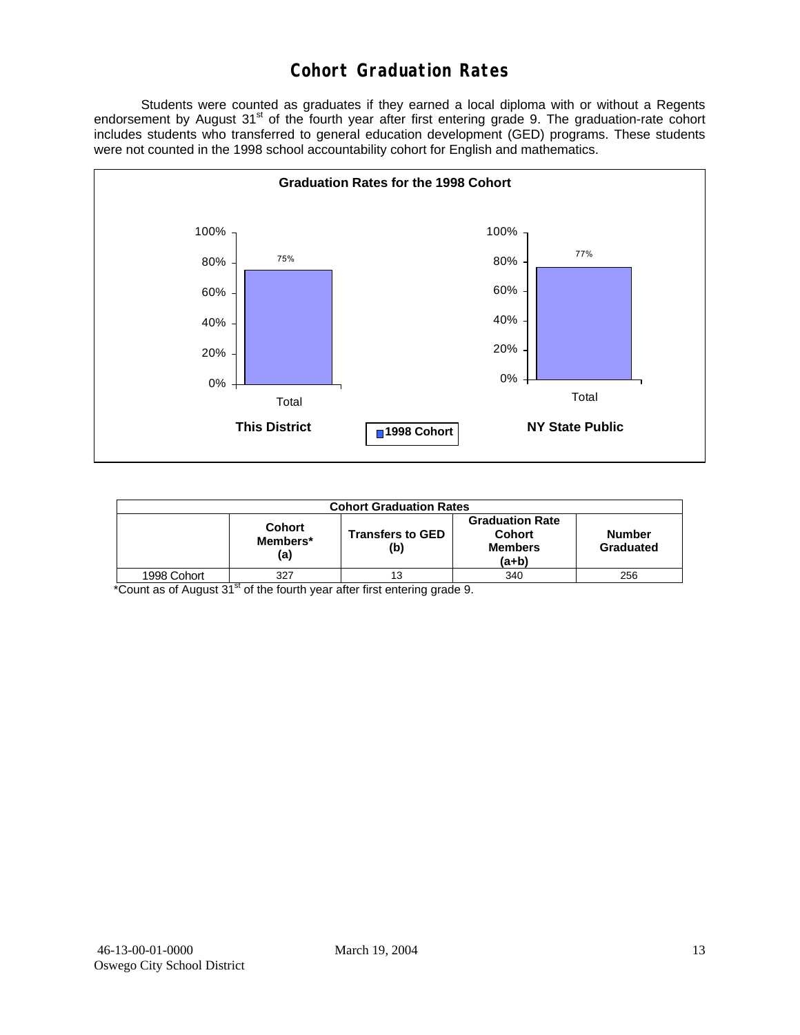# Cohort Graduation Rates

Students were counted as graduates if they earned a local diploma with or without a Regents endorsement by August 31st of the fourth year after first entering grade 9. The graduation-rate cohort includes students who transferred to general education development (GED) programs. These students were not counted in the 1998 school accountability cohort for English and mathematics.

**Graduation Rates for the 1998 Cohort**

| | This District | NY State Public |
|---|---|---|
| Total (1998 Cohort) | 75% | 77% |

| Cohort Graduation Rates | | | | |
|---|---|---|---|---|
| | **Cohort Members* (a)** | **Transfers to GED (b)** | **Graduation Rate Cohort Members (a+b)** | **Number Graduated** |
| 1998 Cohort | 327 | 13 | 340 | 256 |

*Count as of August 31st of the fourth year after first entering grade 9.

46-13-00-01-0000 March 19, 2004
Oswego City School District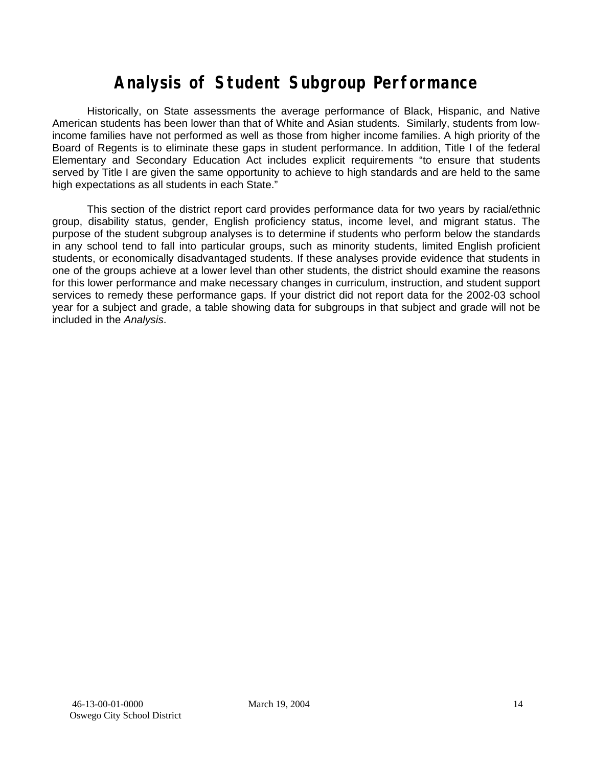# Analysis of Student Subgroup Performance

Historically, on State assessments the average performance of Black, Hispanic, and Native American students has been lower than that of White and Asian students. Similarly, students from low-income families have not performed as well as those from higher income families. A high priority of the Board of Regents is to eliminate these gaps in student performance. In addition, Title I of the federal Elementary and Secondary Education Act includes explicit requirements "to ensure that students served by Title I are given the same opportunity to achieve to high standards and are held to the same high expectations as all students in each State."

This section of the district report card provides performance data for two years by racial/ethnic group, disability status, gender, English proficiency status, income level, and migrant status. The purpose of the student subgroup analyses is to determine if students who perform below the standards in any school tend to fall into particular groups, such as minority students, limited English proficient students, or economically disadvantaged students. If these analyses provide evidence that students in one of the groups achieve at a lower level than other students, the district should examine the reasons for this lower performance and make necessary changes in curriculum, instruction, and student support services to remedy these performance gaps. If your district did not report data for the 2002-03 school year for a subject and grade, a table showing data for subgroups in that subject and grade will not be included in the *Analysis*.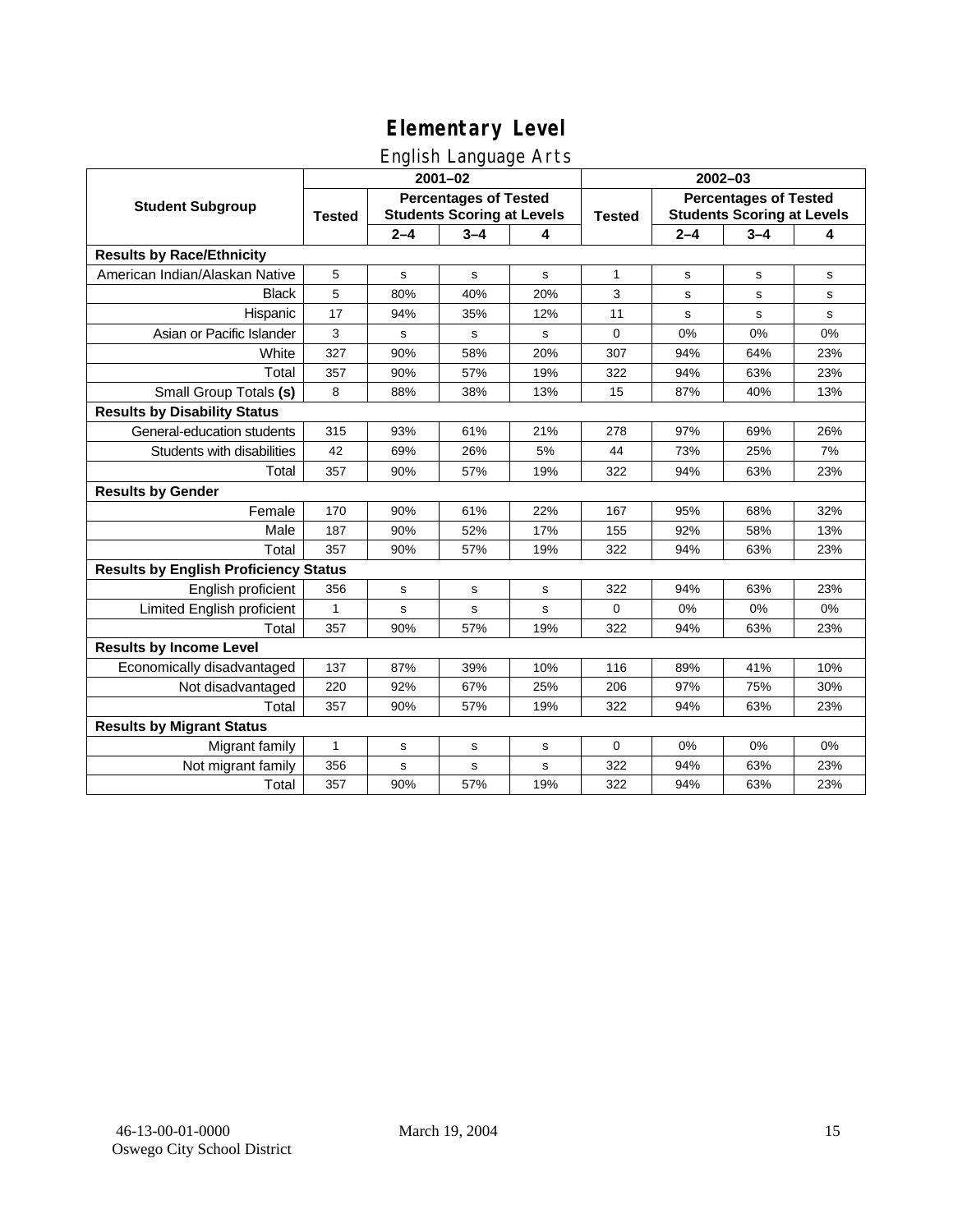# Elementary Level

## English Language Arts

| Student Subgroup | 2001–02 | | | | 2002–03 | | | |
|---|---|---|---|---|---|---|---|---|
| | Tested | Percentages of Tested Students Scoring at Levels | | | Tested | Percentages of Tested Students Scoring at Levels | | |
| | | 2–4 | 3–4 | 4 | | 2–4 | 3–4 | 4 |
| **Results by Race/Ethnicity** | | | | | | | | |
| American Indian/Alaskan Native | 5 | s | s | s | 1 | s | s | s |
| Black | 5 | 80% | 40% | 20% | 3 | s | s | s |
| Hispanic | 17 | 94% | 35% | 12% | 11 | s | s | s |
| Asian or Pacific Islander | 3 | s | s | s | 0 | 0% | 0% | 0% |
| White | 327 | 90% | 58% | 20% | 307 | 94% | 64% | 23% |
| Total | 357 | 90% | 57% | 19% | 322 | 94% | 63% | 23% |
| Small Group Totals **(s)** | 8 | 88% | 38% | 13% | 15 | 87% | 40% | 13% |
| **Results by Disability Status** | | | | | | | | |
| General-education students | 315 | 93% | 61% | 21% | 278 | 97% | 69% | 26% |
| Students with disabilities | 42 | 69% | 26% | 5% | 44 | 73% | 25% | 7% |
| Total | 357 | 90% | 57% | 19% | 322 | 94% | 63% | 23% |
| **Results by Gender** | | | | | | | | |
| Female | 170 | 90% | 61% | 22% | 167 | 95% | 68% | 32% |
| Male | 187 | 90% | 52% | 17% | 155 | 92% | 58% | 13% |
| Total | 357 | 90% | 57% | 19% | 322 | 94% | 63% | 23% |
| **Results by English Proficiency Status** | | | | | | | | |
| English proficient | 356 | s | s | s | 322 | 94% | 63% | 23% |
| Limited English proficient | 1 | s | s | s | 0 | 0% | 0% | 0% |
| Total | 357 | 90% | 57% | 19% | 322 | 94% | 63% | 23% |
| **Results by Income Level** | | | | | | | | |
| Economically disadvantaged | 137 | 87% | 39% | 10% | 116 | 89% | 41% | 10% |
| Not disadvantaged | 220 | 92% | 67% | 25% | 206 | 97% | 75% | 30% |
| Total | 357 | 90% | 57% | 19% | 322 | 94% | 63% | 23% |
| **Results by Migrant Status** | | | | | | | | |
| Migrant family | 1 | s | s | s | 0 | 0% | 0% | 0% |
| Not migrant family | 356 | s | s | s | 322 | 94% | 63% | 23% |
| Total | 357 | 90% | 57% | 19% | 322 | 94% | 63% | 23% |

46-13-00-01-0000 Oswego City School District | March 19, 2004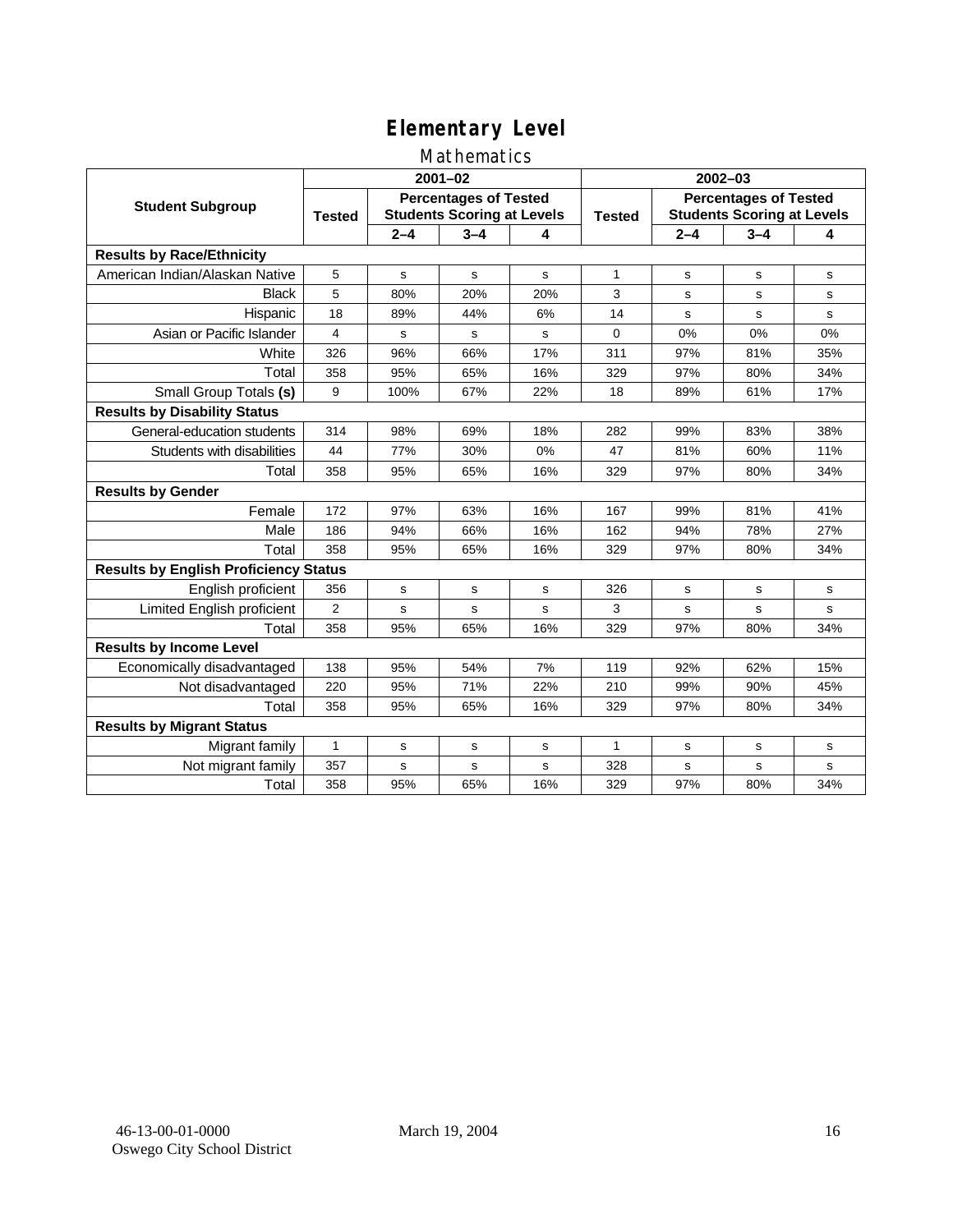# Elementary Level

## Mathematics

| Student Subgroup | 2001–02 | | | | 2002–03 | | | |
|---|---|---|---|---|---|---|---|---|
| | Tested | Percentages of Tested Students Scoring at Levels | | | Tested | Percentages of Tested Students Scoring at Levels | | |
| | | 2–4 | 3–4 | 4 | | 2–4 | 3–4 | 4 |
| **Results by Race/Ethnicity** | | | | | | | | |
| American Indian/Alaskan Native | 5 | s | s | s | 1 | s | s | s |
| Black | 5 | 80% | 20% | 20% | 3 | s | s | s |
| Hispanic | 18 | 89% | 44% | 6% | 14 | s | s | s |
| Asian or Pacific Islander | 4 | s | s | s | 0 | 0% | 0% | 0% |
| White | 326 | 96% | 66% | 17% | 311 | 97% | 81% | 35% |
| Total | 358 | 95% | 65% | 16% | 329 | 97% | 80% | 34% |
| Small Group Totals **(s)** | 9 | 100% | 67% | 22% | 18 | 89% | 61% | 17% |
| **Results by Disability Status** | | | | | | | | |
| General-education students | 314 | 98% | 69% | 18% | 282 | 99% | 83% | 38% |
| Students with disabilities | 44 | 77% | 30% | 0% | 47 | 81% | 60% | 11% |
| Total | 358 | 95% | 65% | 16% | 329 | 97% | 80% | 34% |
| **Results by Gender** | | | | | | | | |
| Female | 172 | 97% | 63% | 16% | 167 | 99% | 81% | 41% |
| Male | 186 | 94% | 66% | 16% | 162 | 94% | 78% | 27% |
| Total | 358 | 95% | 65% | 16% | 329 | 97% | 80% | 34% |
| **Results by English Proficiency Status** | | | | | | | | |
| English proficient | 356 | s | s | s | 326 | s | s | s |
| Limited English proficient | 2 | s | s | s | 3 | s | s | s |
| Total | 358 | 95% | 65% | 16% | 329 | 97% | 80% | 34% |
| **Results by Income Level** | | | | | | | | |
| Economically disadvantaged | 138 | 95% | 54% | 7% | 119 | 92% | 62% | 15% |
| Not disadvantaged | 220 | 95% | 71% | 22% | 210 | 99% | 90% | 45% |
| Total | 358 | 95% | 65% | 16% | 329 | 97% | 80% | 34% |
| **Results by Migrant Status** | | | | | | | | |
| Migrant family | 1 | s | s | s | 1 | s | s | s |
| Not migrant family | 357 | s | s | s | 328 | s | s | s |
| Total | 358 | 95% | 65% | 16% | 329 | 97% | 80% | 34% |

46-13-00-01-0000
Oswego City School District

March 19, 2004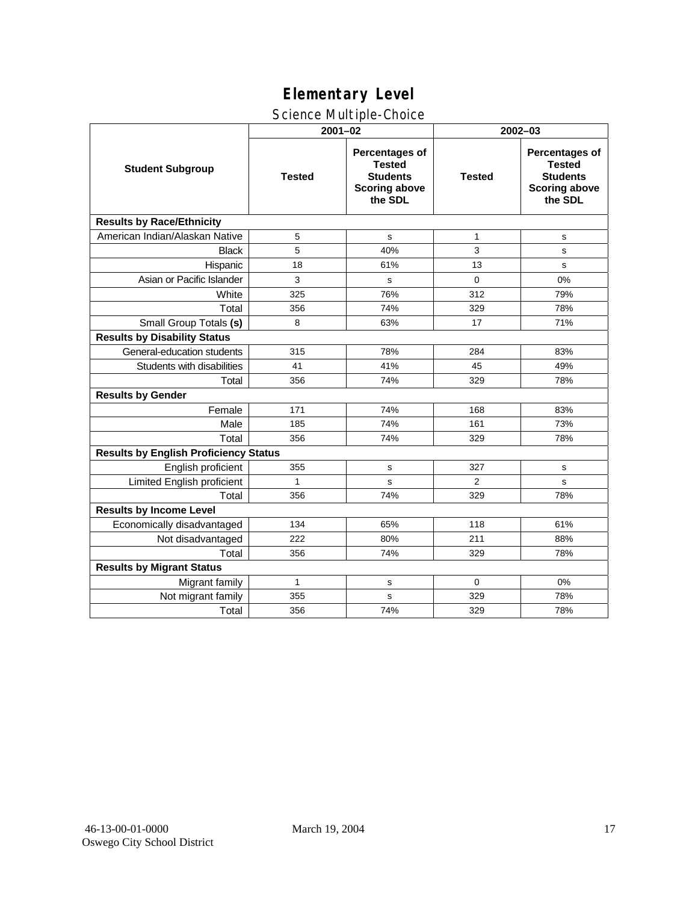# Elementary Level

## Science Multiple-Choice

| Student Subgroup | 2001–02 | | 2002–03 | |
|---|---|---|---|---|
| | Tested | Percentages of Tested Students Scoring above the SDL | Tested | Percentages of Tested Students Scoring above the SDL |
| **Results by Race/Ethnicity** | | | | |
| American Indian/Alaskan Native | 5 | s | 1 | s |
| Black | 5 | 40% | 3 | s |
| Hispanic | 18 | 61% | 13 | s |
| Asian or Pacific Islander | 3 | s | 0 | 0% |
| White | 325 | 76% | 312 | 79% |
| Total | 356 | 74% | 329 | 78% |
| Small Group Totals **(s)** | 8 | 63% | 17 | 71% |
| **Results by Disability Status** | | | | |
| General-education students | 315 | 78% | 284 | 83% |
| Students with disabilities | 41 | 41% | 45 | 49% |
| Total | 356 | 74% | 329 | 78% |
| **Results by Gender** | | | | |
| Female | 171 | 74% | 168 | 83% |
| Male | 185 | 74% | 161 | 73% |
| Total | 356 | 74% | 329 | 78% |
| **Results by English Proficiency Status** | | | | |
| English proficient | 355 | s | 327 | s |
| Limited English proficient | 1 | s | 2 | s |
| Total | 356 | 74% | 329 | 78% |
| **Results by Income Level** | | | | |
| Economically disadvantaged | 134 | 65% | 118 | 61% |
| Not disadvantaged | 222 | 80% | 211 | 88% |
| Total | 356 | 74% | 329 | 78% |
| **Results by Migrant Status** | | | | |
| Migrant family | 1 | s | 0 | 0% |
| Not migrant family | 355 | s | 329 | 78% |
| Total | 356 | 74% | 329 | 78% |

46-13-00-01-0000 March 19, 2004
Oswego City School District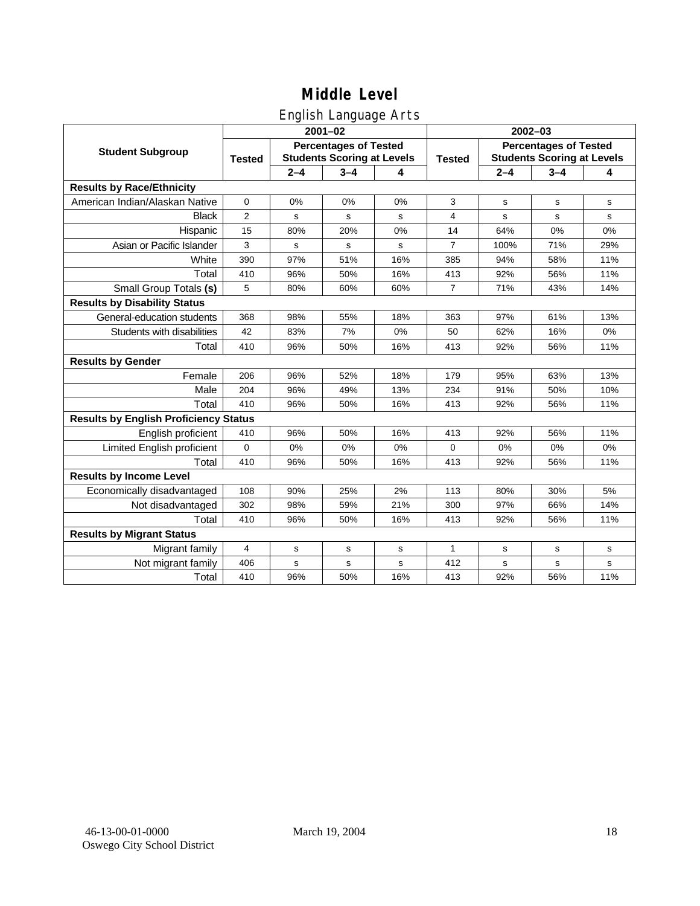# Middle Level

## English Language Arts

| Student Subgroup | 2001–02 | | | | 2002–03 | | | |
|---|---|---|---|---|---|---|---|---|
| | Tested | Percentages of Tested Students Scoring at Levels | | | Tested | Percentages of Tested Students Scoring at Levels | | |
| | | 2–4 | 3–4 | 4 | | 2–4 | 3–4 | 4 |
| **Results by Race/Ethnicity** | | | | | | | | |
| American Indian/Alaskan Native | 0 | 0% | 0% | 0% | 3 | s | s | s |
| Black | 2 | s | s | s | 4 | s | s | s |
| Hispanic | 15 | 80% | 20% | 0% | 14 | 64% | 0% | 0% |
| Asian or Pacific Islander | 3 | s | s | s | 7 | 100% | 71% | 29% |
| White | 390 | 97% | 51% | 16% | 385 | 94% | 58% | 11% |
| Total | 410 | 96% | 50% | 16% | 413 | 92% | 56% | 11% |
| Small Group Totals **(s)** | 5 | 80% | 60% | 60% | 7 | 71% | 43% | 14% |
| **Results by Disability Status** | | | | | | | | |
| General-education students | 368 | 98% | 55% | 18% | 363 | 97% | 61% | 13% |
| Students with disabilities | 42 | 83% | 7% | 0% | 50 | 62% | 16% | 0% |
| Total | 410 | 96% | 50% | 16% | 413 | 92% | 56% | 11% |
| **Results by Gender** | | | | | | | | |
| Female | 206 | 96% | 52% | 18% | 179 | 95% | 63% | 13% |
| Male | 204 | 96% | 49% | 13% | 234 | 91% | 50% | 10% |
| Total | 410 | 96% | 50% | 16% | 413 | 92% | 56% | 11% |
| **Results by English Proficiency Status** | | | | | | | | |
| English proficient | 410 | 96% | 50% | 16% | 413 | 92% | 56% | 11% |
| Limited English proficient | 0 | 0% | 0% | 0% | 0 | 0% | 0% | 0% |
| Total | 410 | 96% | 50% | 16% | 413 | 92% | 56% | 11% |
| **Results by Income Level** | | | | | | | | |
| Economically disadvantaged | 108 | 90% | 25% | 2% | 113 | 80% | 30% | 5% |
| Not disadvantaged | 302 | 98% | 59% | 21% | 300 | 97% | 66% | 14% |
| Total | 410 | 96% | 50% | 16% | 413 | 92% | 56% | 11% |
| **Results by Migrant Status** | | | | | | | | |
| Migrant family | 4 | s | s | s | 1 | s | s | s |
| Not migrant family | 406 | s | s | s | 412 | s | s | s |
| Total | 410 | 96% | 50% | 16% | 413 | 92% | 56% | 11% |

46-13-00-01-0000
Oswego City School District

March 19, 2004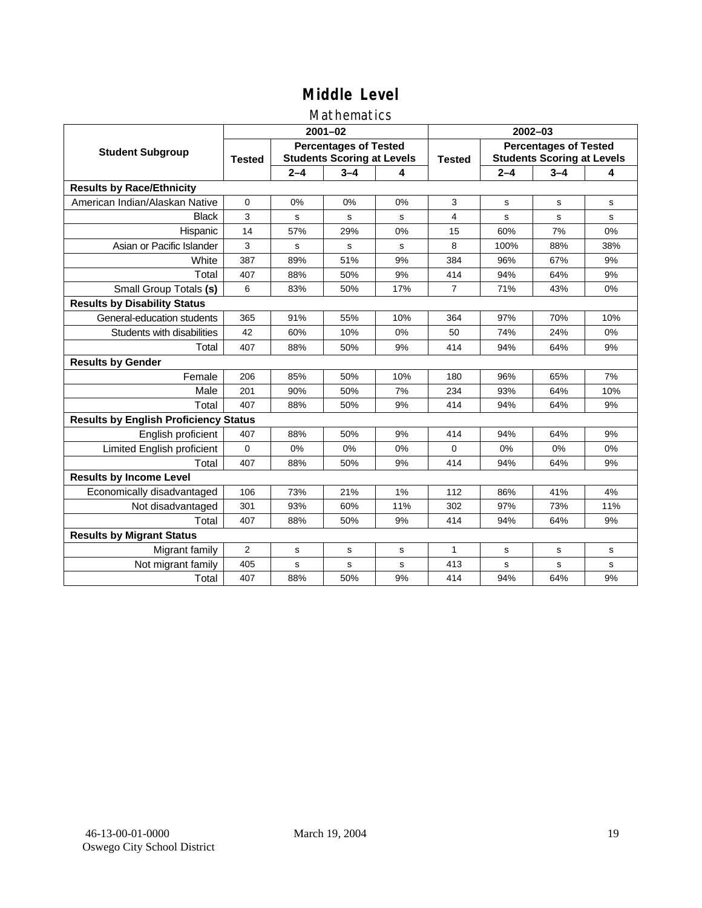# Middle Level

## Mathematics

| Student Subgroup | 2001–02 | | | | 2002–03 | | | |
|---|---|---|---|---|---|---|---|---|
| | Tested | Percentages of Tested Students Scoring at Levels | | | Tested | Percentages of Tested Students Scoring at Levels | | |
| | | 2–4 | 3–4 | 4 | | 2–4 | 3–4 | 4 |
| **Results by Race/Ethnicity** | | | | | | | | |
| American Indian/Alaskan Native | 0 | 0% | 0% | 0% | 3 | s | s | s |
| Black | 3 | s | s | s | 4 | s | s | s |
| Hispanic | 14 | 57% | 29% | 0% | 15 | 60% | 7% | 0% |
| Asian or Pacific Islander | 3 | s | s | s | 8 | 100% | 88% | 38% |
| White | 387 | 89% | 51% | 9% | 384 | 96% | 67% | 9% |
| Total | 407 | 88% | 50% | 9% | 414 | 94% | 64% | 9% |
| Small Group Totals **(s)** | 6 | 83% | 50% | 17% | 7 | 71% | 43% | 0% |
| **Results by Disability Status** | | | | | | | | |
| General-education students | 365 | 91% | 55% | 10% | 364 | 97% | 70% | 10% |
| Students with disabilities | 42 | 60% | 10% | 0% | 50 | 74% | 24% | 0% |
| Total | 407 | 88% | 50% | 9% | 414 | 94% | 64% | 9% |
| **Results by Gender** | | | | | | | | |
| Female | 206 | 85% | 50% | 10% | 180 | 96% | 65% | 7% |
| Male | 201 | 90% | 50% | 7% | 234 | 93% | 64% | 10% |
| Total | 407 | 88% | 50% | 9% | 414 | 94% | 64% | 9% |
| **Results by English Proficiency Status** | | | | | | | | |
| English proficient | 407 | 88% | 50% | 9% | 414 | 94% | 64% | 9% |
| Limited English proficient | 0 | 0% | 0% | 0% | 0 | 0% | 0% | 0% |
| Total | 407 | 88% | 50% | 9% | 414 | 94% | 64% | 9% |
| **Results by Income Level** | | | | | | | | |
| Economically disadvantaged | 106 | 73% | 21% | 1% | 112 | 86% | 41% | 4% |
| Not disadvantaged | 301 | 93% | 60% | 11% | 302 | 97% | 73% | 11% |
| Total | 407 | 88% | 50% | 9% | 414 | 94% | 64% | 9% |
| **Results by Migrant Status** | | | | | | | | |
| Migrant family | 2 | s | s | s | 1 | s | s | s |
| Not migrant family | 405 | s | s | s | 413 | s | s | s |
| Total | 407 | 88% | 50% | 9% | 414 | 94% | 64% | 9% |

46-13-00-01-0000
Oswego City School District

March 19, 2004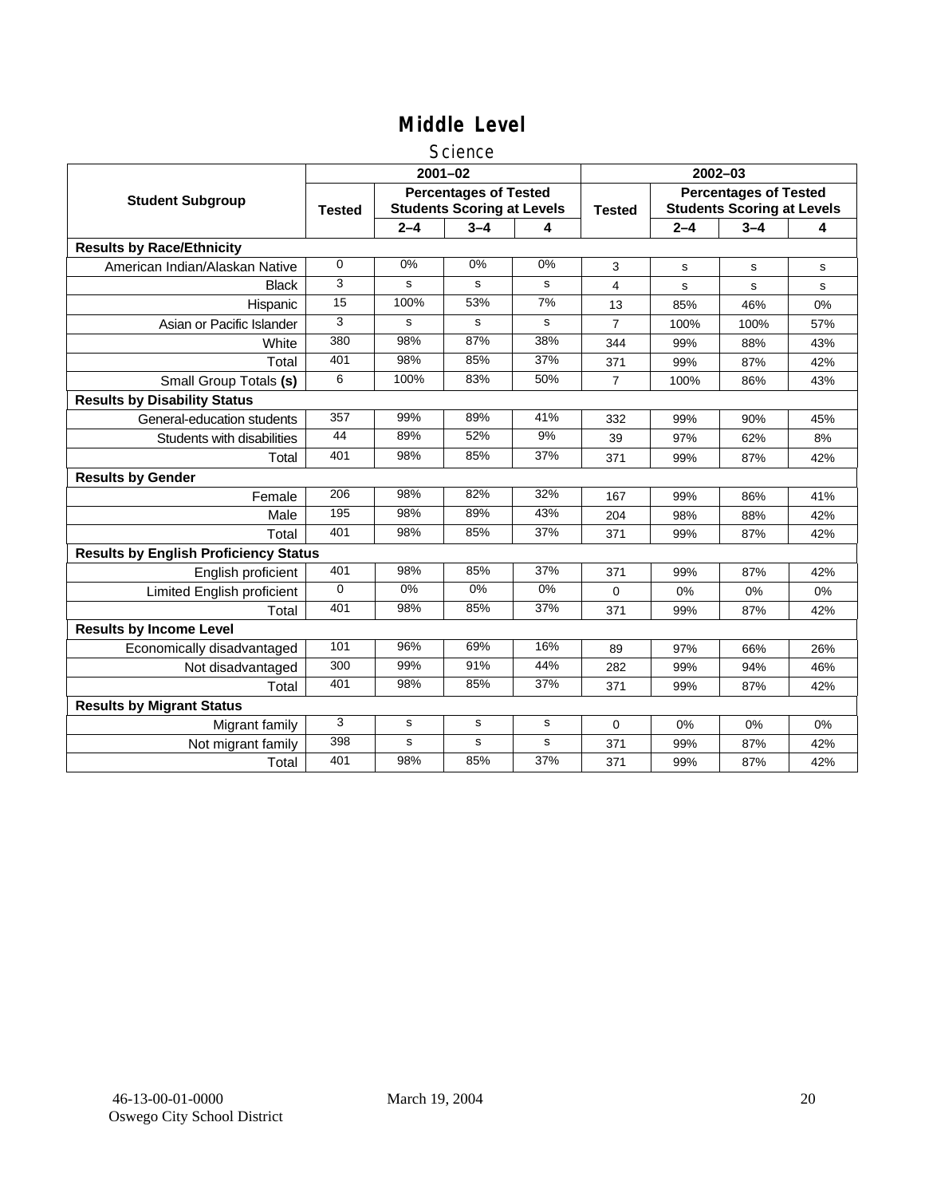# Middle Level

## Science

| Student Subgroup | 2001–02 | | | | 2002–03 | | | |
|---|---|---|---|---|---|---|---|---|
| | Tested | Percentages of Tested Students Scoring at Levels | | | Tested | Percentages of Tested Students Scoring at Levels | | |
| | | 2–4 | 3–4 | 4 | | 2–4 | 3–4 | 4 |
| **Results by Race/Ethnicity** | | | | | | | | |
| American Indian/Alaskan Native | 0 | 0% | 0% | 0% | 3 | s | s | s |
| Black | 3 | s | s | s | 4 | s | s | s |
| Hispanic | 15 | 100% | 53% | 7% | 13 | 85% | 46% | 0% |
| Asian or Pacific Islander | 3 | s | s | s | 7 | 100% | 100% | 57% |
| White | 380 | 98% | 87% | 38% | 344 | 99% | 88% | 43% |
| Total | 401 | 98% | 85% | 37% | 371 | 99% | 87% | 42% |
| Small Group Totals **(s)** | 6 | 100% | 83% | 50% | 7 | 100% | 86% | 43% |
| **Results by Disability Status** | | | | | | | | |
| General-education students | 357 | 99% | 89% | 41% | 332 | 99% | 90% | 45% |
| Students with disabilities | 44 | 89% | 52% | 9% | 39 | 97% | 62% | 8% |
| Total | 401 | 98% | 85% | 37% | 371 | 99% | 87% | 42% |
| **Results by Gender** | | | | | | | | |
| Female | 206 | 98% | 82% | 32% | 167 | 99% | 86% | 41% |
| Male | 195 | 98% | 89% | 43% | 204 | 98% | 88% | 42% |
| Total | 401 | 98% | 85% | 37% | 371 | 99% | 87% | 42% |
| **Results by English Proficiency Status** | | | | | | | | |
| English proficient | 401 | 98% | 85% | 37% | 371 | 99% | 87% | 42% |
| Limited English proficient | 0 | 0% | 0% | 0% | 0 | 0% | 0% | 0% |
| Total | 401 | 98% | 85% | 37% | 371 | 99% | 87% | 42% |
| **Results by Income Level** | | | | | | | | |
| Economically disadvantaged | 101 | 96% | 69% | 16% | 89 | 97% | 66% | 26% |
| Not disadvantaged | 300 | 99% | 91% | 44% | 282 | 99% | 94% | 46% |
| Total | 401 | 98% | 85% | 37% | 371 | 99% | 87% | 42% |
| **Results by Migrant Status** | | | | | | | | |
| Migrant family | 3 | s | s | s | 0 | 0% | 0% | 0% |
| Not migrant family | 398 | s | s | s | 371 | 99% | 87% | 42% |
| Total | 401 | 98% | 85% | 37% | 371 | 99% | 87% | 42% |

46-13-00-01-0000 March 19, 2004
Oswego City School District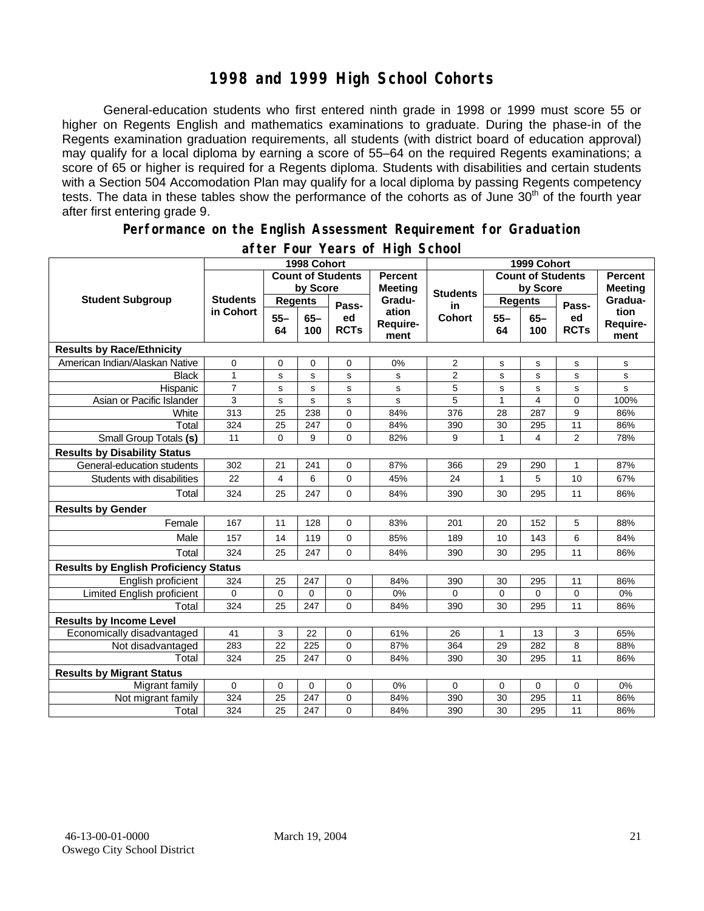# 1998 and 1999 High School Cohorts

General-education students who first entered ninth grade in 1998 or 1999 must score 55 or higher on Regents English and mathematics examinations to graduate. During the phase-in of the Regents examination graduation requirements, all students (with district board of education approval) may qualify for a local diploma by earning a score of 55–64 on the required Regents examinations; a score of 65 or higher is required for a Regents diploma. Students with disabilities and certain students with a Section 504 Accomodation Plan may qualify for a local diploma by passing Regents competency tests. The data in these tables show the performance of the cohorts as of June 30th of the fourth year after first entering grade 9.

## Performance on the English Assessment Requirement for Graduation after Four Years of High School

| Student Subgroup | 1998 Cohort | | | | | 1999 Cohort | | | | |
|---|---|---|---|---|---|---|---|---|---|---|
| | Students in Cohort | Count of Students by Score | | | Percent Meeting Graduation Requirement | Students in Cohort | Count of Students by Score | | | Percent Meeting Graduation Requirement |
| | | Regents 55–64 | Regents 65–100 | Passed RCTs | | | Regents 55–64 | Regents 65–100 | Passed RCTs | |
| **Results by Race/Ethnicity** | | | | | | | | | | |
| American Indian/Alaskan Native | 0 | 0 | 0 | 0 | 0% | 2 | s | s | s | s |
| Black | 1 | s | s | s | s | 2 | s | s | s | s |
| Hispanic | 7 | s | s | s | s | 5 | s | s | s | s |
| Asian or Pacific Islander | 3 | s | s | s | s | 5 | 1 | 4 | 0 | 100% |
| White | 313 | 25 | 238 | 0 | 84% | 376 | 28 | 287 | 9 | 86% |
| Total | 324 | 25 | 247 | 0 | 84% | 390 | 30 | 295 | 11 | 86% |
| Small Group Totals **(s)** | 11 | 0 | 9 | 0 | 82% | 9 | 1 | 4 | 2 | 78% |
| **Results by Disability Status** | | | | | | | | | | |
| General-education students | 302 | 21 | 241 | 0 | 87% | 366 | 29 | 290 | 1 | 87% |
| Students with disabilities | 22 | 4 | 6 | 0 | 45% | 24 | 1 | 5 | 10 | 67% |
| Total | 324 | 25 | 247 | 0 | 84% | 390 | 30 | 295 | 11 | 86% |
| **Results by Gender** | | | | | | | | | | |
| Female | 167 | 11 | 128 | 0 | 83% | 201 | 20 | 152 | 5 | 88% |
| Male | 157 | 14 | 119 | 0 | 85% | 189 | 10 | 143 | 6 | 84% |
| Total | 324 | 25 | 247 | 0 | 84% | 390 | 30 | 295 | 11 | 86% |
| **Results by English Proficiency Status** | | | | | | | | | | |
| English proficient | 324 | 25 | 247 | 0 | 84% | 390 | 30 | 295 | 11 | 86% |
| Limited English proficient | 0 | 0 | 0 | 0 | 0% | 0 | 0 | 0 | 0 | 0% |
| Total | 324 | 25 | 247 | 0 | 84% | 390 | 30 | 295 | 11 | 86% |
| **Results by Income Level** | | | | | | | | | | |
| Economically disadvantaged | 41 | 3 | 22 | 0 | 61% | 26 | 1 | 13 | 3 | 65% |
| Not disadvantaged | 283 | 22 | 225 | 0 | 87% | 364 | 29 | 282 | 8 | 88% |
| Total | 324 | 25 | 247 | 0 | 84% | 390 | 30 | 295 | 11 | 86% |
| **Results by Migrant Status** | | | | | | | | | | |
| Migrant family | 0 | 0 | 0 | 0 | 0% | 0 | 0 | 0 | 0 | 0% |
| Not migrant family | 324 | 25 | 247 | 0 | 84% | 390 | 30 | 295 | 11 | 86% |
| Total | 324 | 25 | 247 | 0 | 84% | 390 | 30 | 295 | 11 | 86% |

46-13-00-01-0000 March 19, 2004
Oswego City School District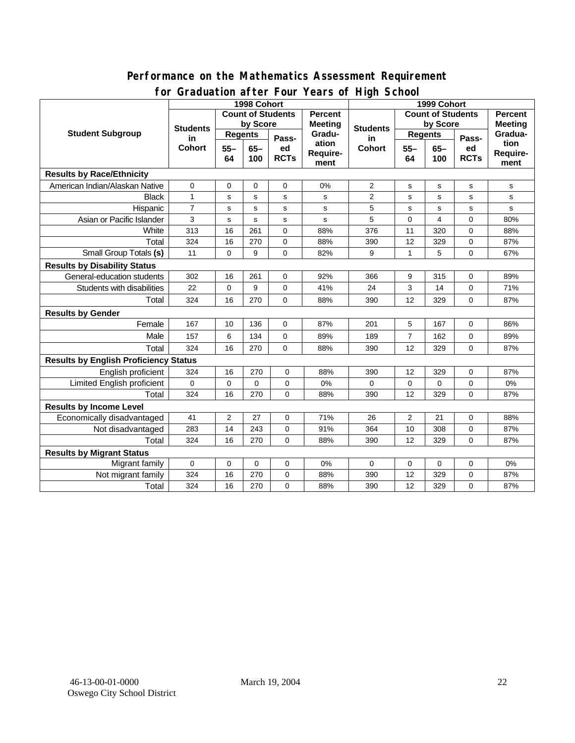## Performance on the Mathematics Assessment Requirement for Graduation after Four Years of High School

| Student Subgroup | 1998 Cohort | | | | | 1999 Cohort | | | | |
|---|---|---|---|---|---|---|---|---|---|---|
| | Students in Cohort | Count of Students by Score | | | Percent Meeting Graduation Requirement | Students in Cohort | Count of Students by Score | | | Percent Meeting Graduation Requirement |
| | | Regents | | Passed RCTs | | | Regents | | Passed RCTs | |
| | | 55–64 | 65–100 | | | | 55–64 | 65–100 | | |
| **Results by Race/Ethnicity** | | | | | | | | | | |
| American Indian/Alaskan Native | 0 | 0 | 0 | 0 | 0% | 2 | s | s | s | s |
| Black | 1 | s | s | s | s | 2 | s | s | s | s |
| Hispanic | 7 | s | s | s | s | 5 | s | s | s | s |
| Asian or Pacific Islander | 3 | s | s | s | s | 5 | 0 | 4 | 0 | 80% |
| White | 313 | 16 | 261 | 0 | 88% | 376 | 11 | 320 | 0 | 88% |
| Total | 324 | 16 | 270 | 0 | 88% | 390 | 12 | 329 | 0 | 87% |
| Small Group Totals **(s)** | 11 | 0 | 9 | 0 | 82% | 9 | 1 | 5 | 0 | 67% |
| **Results by Disability Status** | | | | | | | | | | |
| General-education students | 302 | 16 | 261 | 0 | 92% | 366 | 9 | 315 | 0 | 89% |
| Students with disabilities | 22 | 0 | 9 | 0 | 41% | 24 | 3 | 14 | 0 | 71% |
| Total | 324 | 16 | 270 | 0 | 88% | 390 | 12 | 329 | 0 | 87% |
| **Results by Gender** | | | | | | | | | | |
| Female | 167 | 10 | 136 | 0 | 87% | 201 | 5 | 167 | 0 | 86% |
| Male | 157 | 6 | 134 | 0 | 89% | 189 | 7 | 162 | 0 | 89% |
| Total | 324 | 16 | 270 | 0 | 88% | 390 | 12 | 329 | 0 | 87% |
| **Results by English Proficiency Status** | | | | | | | | | | |
| English proficient | 324 | 16 | 270 | 0 | 88% | 390 | 12 | 329 | 0 | 87% |
| Limited English proficient | 0 | 0 | 0 | 0 | 0% | 0 | 0 | 0 | 0 | 0% |
| Total | 324 | 16 | 270 | 0 | 88% | 390 | 12 | 329 | 0 | 87% |
| **Results by Income Level** | | | | | | | | | | |
| Economically disadvantaged | 41 | 2 | 27 | 0 | 71% | 26 | 2 | 21 | 0 | 88% |
| Not disadvantaged | 283 | 14 | 243 | 0 | 91% | 364 | 10 | 308 | 0 | 87% |
| Total | 324 | 16 | 270 | 0 | 88% | 390 | 12 | 329 | 0 | 87% |
| **Results by Migrant Status** | | | | | | | | | | |
| Migrant family | 0 | 0 | 0 | 0 | 0% | 0 | 0 | 0 | 0 | 0% |
| Not migrant family | 324 | 16 | 270 | 0 | 88% | 390 | 12 | 329 | 0 | 87% |
| Total | 324 | 16 | 270 | 0 | 88% | 390 | 12 | 329 | 0 | 87% |

46-13-00-01-0000 March 19, 2004
Oswego City School District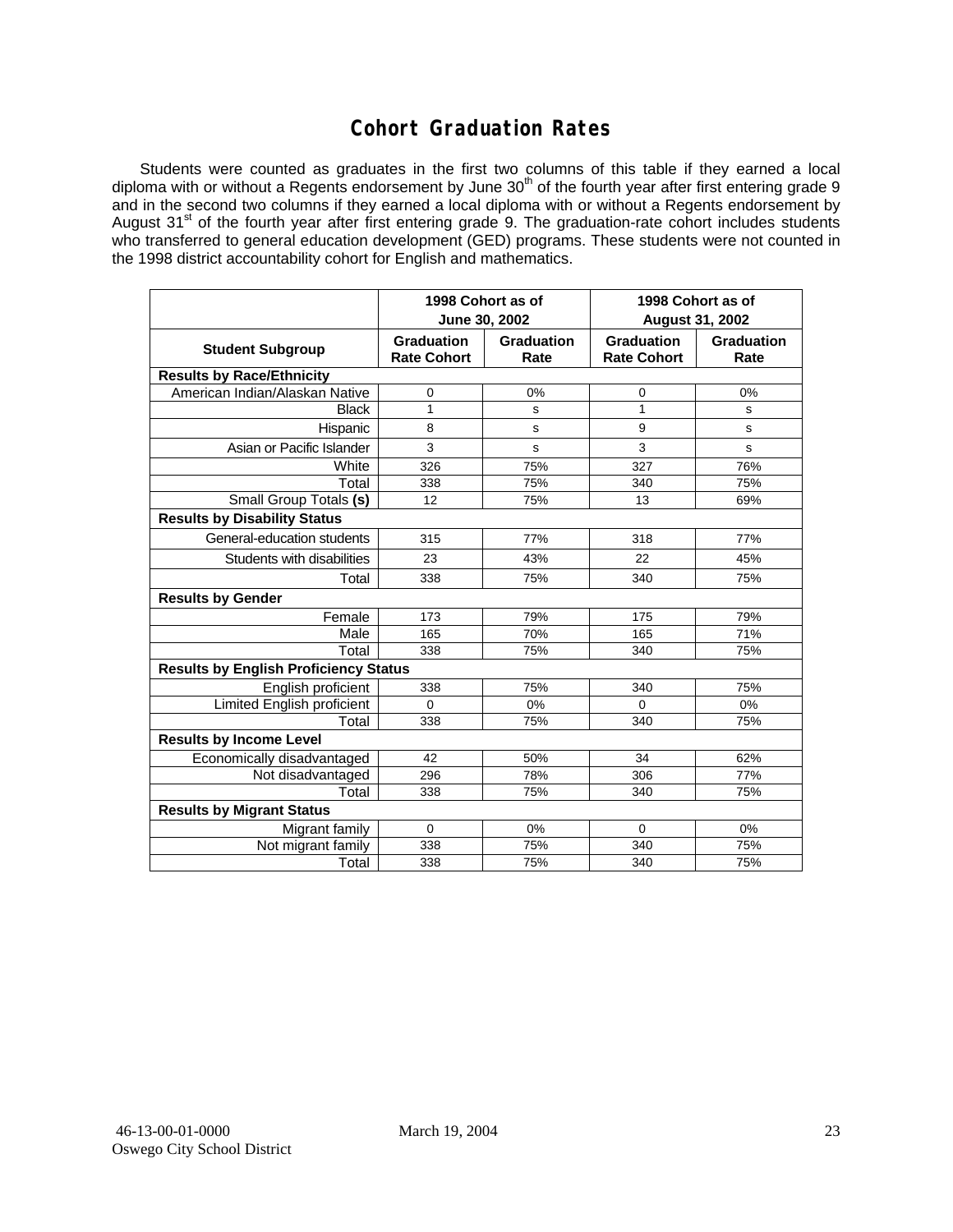# Cohort Graduation Rates

Students were counted as graduates in the first two columns of this table if they earned a local diploma with or without a Regents endorsement by June 30th of the fourth year after first entering grade 9 and in the second two columns if they earned a local diploma with or without a Regents endorsement by August 31st of the fourth year after first entering grade 9. The graduation-rate cohort includes students who transferred to general education development (GED) programs. These students were not counted in the 1998 district accountability cohort for English and mathematics.

| | 1998 Cohort as of June 30, 2002 | | 1998 Cohort as of August 31, 2002 | |
|---|---|---|---|---|
| **Student Subgroup** | **Graduation Rate Cohort** | **Graduation Rate** | **Graduation Rate Cohort** | **Graduation Rate** |
| **Results by Race/Ethnicity** | | | | |
| American Indian/Alaskan Native | 0 | 0% | 0 | 0% |
| Black | 1 | s | 1 | s |
| Hispanic | 8 | s | 9 | s |
| Asian or Pacific Islander | 3 | s | 3 | s |
| White | 326 | 75% | 327 | 76% |
| Total | 338 | 75% | 340 | 75% |
| Small Group Totals **(s)** | 12 | 75% | 13 | 69% |
| **Results by Disability Status** | | | | |
| General-education students | 315 | 77% | 318 | 77% |
| Students with disabilities | 23 | 43% | 22 | 45% |
| Total | 338 | 75% | 340 | 75% |
| **Results by Gender** | | | | |
| Female | 173 | 79% | 175 | 79% |
| Male | 165 | 70% | 165 | 71% |
| Total | 338 | 75% | 340 | 75% |
| **Results by English Proficiency Status** | | | | |
| English proficient | 338 | 75% | 340 | 75% |
| Limited English proficient | 0 | 0% | 0 | 0% |
| Total | 338 | 75% | 340 | 75% |
| **Results by Income Level** | | | | |
| Economically disadvantaged | 42 | 50% | 34 | 62% |
| Not disadvantaged | 296 | 78% | 306 | 77% |
| Total | 338 | 75% | 340 | 75% |
| **Results by Migrant Status** | | | | |
| Migrant family | 0 | 0% | 0 | 0% |
| Not migrant family | 338 | 75% | 340 | 75% |
| Total | 338 | 75% | 340 | 75% |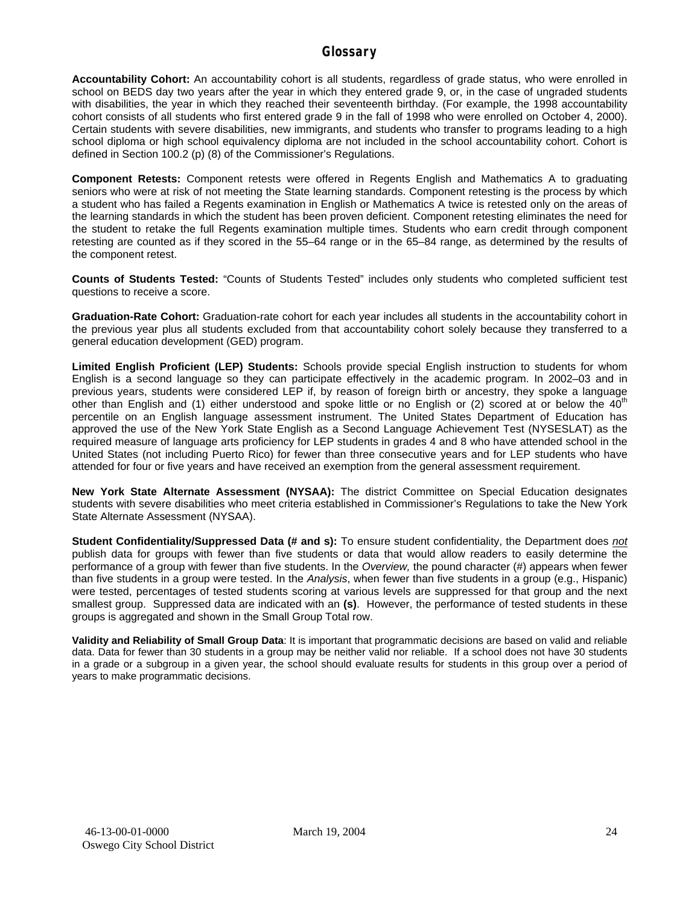## Glossary

**Accountability Cohort:** An accountability cohort is all students, regardless of grade status, who were enrolled in school on BEDS day two years after the year in which they entered grade 9, or, in the case of ungraded students with disabilities, the year in which they reached their seventeenth birthday. (For example, the 1998 accountability cohort consists of all students who first entered grade 9 in the fall of 1998 who were enrolled on October 4, 2000). Certain students with severe disabilities, new immigrants, and students who transfer to programs leading to a high school diploma or high school equivalency diploma are not included in the school accountability cohort. Cohort is defined in Section 100.2 (p) (8) of the Commissioner's Regulations.

**Component Retests:** Component retests were offered in Regents English and Mathematics A to graduating seniors who were at risk of not meeting the State learning standards. Component retesting is the process by which a student who has failed a Regents examination in English or Mathematics A twice is retested only on the areas of the learning standards in which the student has been proven deficient. Component retesting eliminates the need for the student to retake the full Regents examination multiple times. Students who earn credit through component retesting are counted as if they scored in the 55–64 range or in the 65–84 range, as determined by the results of the component retest.

**Counts of Students Tested:** "Counts of Students Tested" includes only students who completed sufficient test questions to receive a score.

**Graduation-Rate Cohort:** Graduation-rate cohort for each year includes all students in the accountability cohort in the previous year plus all students excluded from that accountability cohort solely because they transferred to a general education development (GED) program.

**Limited English Proficient (LEP) Students:** Schools provide special English instruction to students for whom English is a second language so they can participate effectively in the academic program. In 2002–03 and in previous years, students were considered LEP if, by reason of foreign birth or ancestry, they spoke a language other than English and (1) either understood and spoke little or no English or (2) scored at or below the 40th percentile on an English language assessment instrument. The United States Department of Education has approved the use of the New York State English as a Second Language Achievement Test (NYSESLAT) as the required measure of language arts proficiency for LEP students in grades 4 and 8 who have attended school in the United States (not including Puerto Rico) for fewer than three consecutive years and for LEP students who have attended for four or five years and have received an exemption from the general assessment requirement.

**New York State Alternate Assessment (NYSAA):** The district Committee on Special Education designates students with severe disabilities who meet criteria established in Commissioner's Regulations to take the New York State Alternate Assessment (NYSAA).

**Student Confidentiality/Suppressed Data (# and s):** To ensure student confidentiality, the Department does *not* publish data for groups with fewer than five students or data that would allow readers to easily determine the performance of a group with fewer than five students. In the *Overview,* the pound character (#) appears when fewer than five students in a group were tested. In the *Analysis*, when fewer than five students in a group (e.g., Hispanic) were tested, percentages of tested students scoring at various levels are suppressed for that group and the next smallest group. Suppressed data are indicated with an **(s)**. However, the performance of tested students in these groups is aggregated and shown in the Small Group Total row.

**Validity and Reliability of Small Group Data**: It is important that programmatic decisions are based on valid and reliable data. Data for fewer than 30 students in a group may be neither valid nor reliable. If a school does not have 30 students in a grade or a subgroup in a given year, the school should evaluate results for students in this group over a period of years to make programmatic decisions.